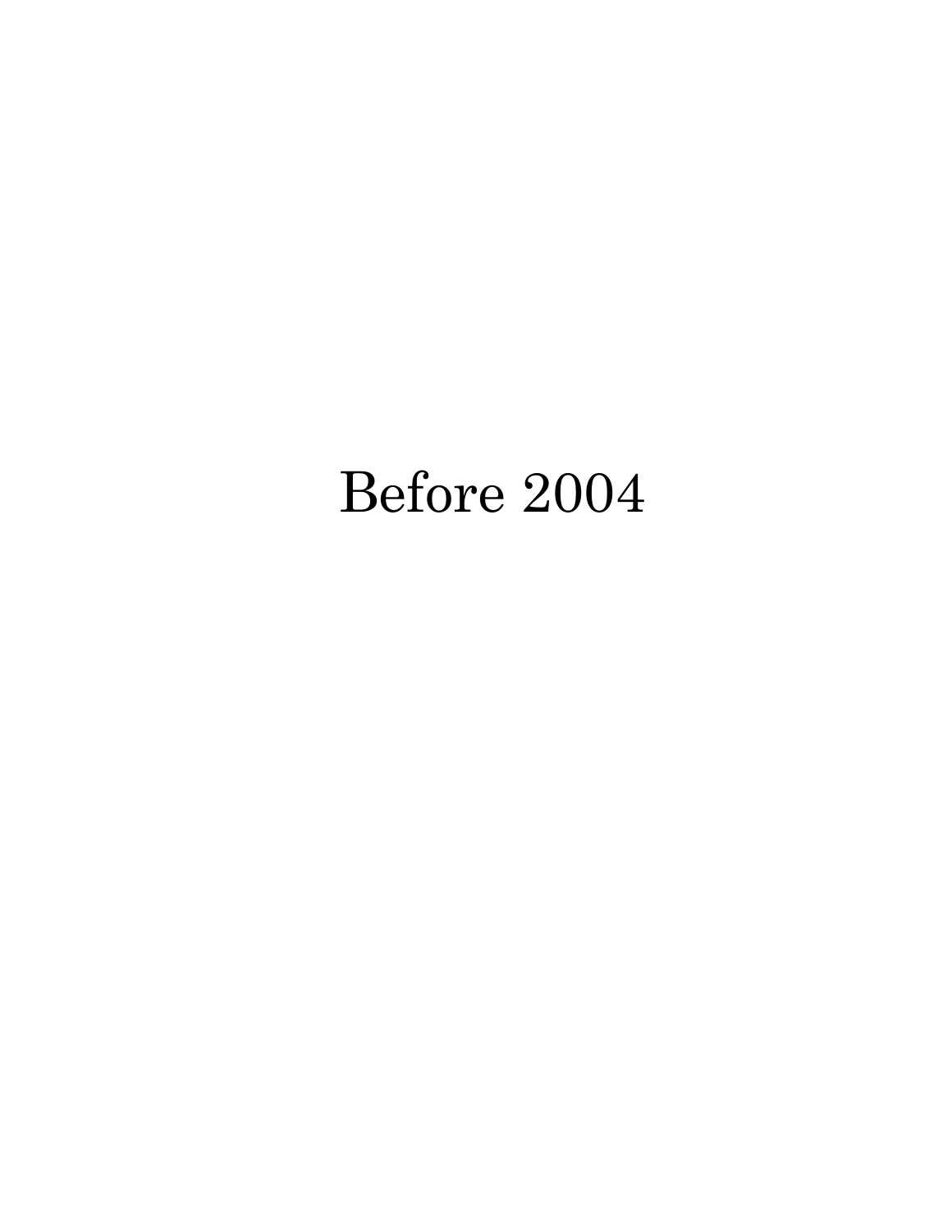# Before 2004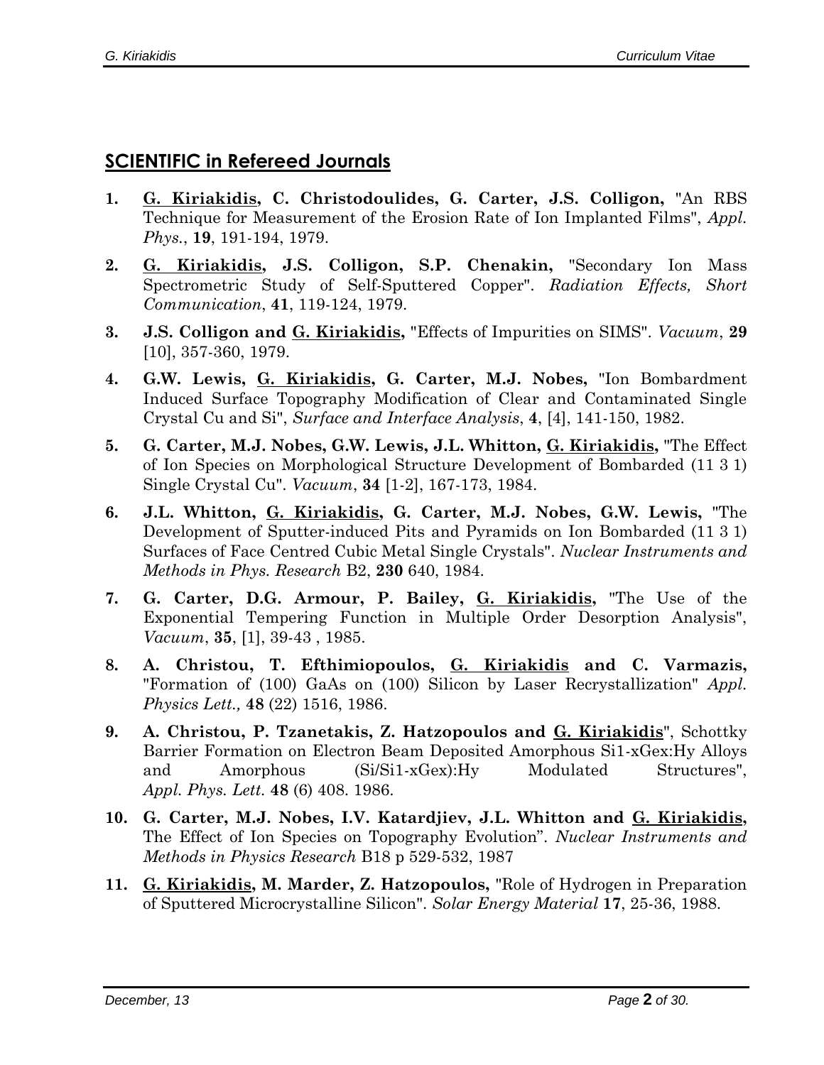## SCIENTIFIC in Refereed Journals

1. **<u>G. Kiriakidis</u>, C. Christodoulides, G. Carter, J.S. Colligon,** "An RBS Technique for Measurement of the Erosion Rate of Ion Implanted Films", *Appl. Phys.*, **19**, 191-194, 1979.

2. **<u>G. Kiriakidis</u>, J.S. Colligon, S.P. Chenakin,** "Secondary Ion Mass Spectrometric Study of Self-Sputtered Copper". *Radiation Effects, Short Communication*, **41**, 119-124, 1979.

3. **J.S. Colligon and <u>G. Kiriakidis</u>,** "Effects of Impurities on SIMS". *Vacuum*, **29** [10], 357-360, 1979.

4. **G.W. Lewis, <u>G. Kiriakidis</u>, G. Carter, M.J. Nobes,** "Ion Bombardment Induced Surface Topography Modification of Clear and Contaminated Single Crystal Cu and Si", *Surface and Interface Analysis*, **4**, [4], 141-150, 1982.

5. **G. Carter, M.J. Nobes, G.W. Lewis, J.L. Whitton, <u>G. Kiriakidis</u>,** "The Effect of Ion Species on Morphological Structure Development of Bombarded (11 3 1) Single Crystal Cu". *Vacuum*, **34** [1-2], 167-173, 1984.

6. **J.L. Whitton, <u>G. Kiriakidis</u>, G. Carter, M.J. Nobes, G.W. Lewis,** "The Development of Sputter-induced Pits and Pyramids on Ion Bombarded (11 3 1) Surfaces of Face Centred Cubic Metal Single Crystals". *Nuclear Instruments and Methods in Phys. Research* B2, **230** 640, 1984.

7. **G. Carter, D.G. Armour, P. Bailey, <u>G. Kiriakidis</u>,** "The Use of the Exponential Tempering Function in Multiple Order Desorption Analysis", *Vacuum*, **35**, [1], 39-43 , 1985.

8. **A. Christou, T. Efthimiopoulos, <u>G. Kiriakidis</u> and C. Varmazis,** "Formation of (100) GaAs on (100) Silicon by Laser Recrystallization" *Appl. Physics Lett.,* **48** (22) 1516, 1986.

9. **A. Christou, P. Tzanetakis, Z. Hatzopoulos and <u>G. Kiriakidis</u>**", Schottky Barrier Formation on Electron Beam Deposited Amorphous Si1-xGex:Hy Alloys and Amorphous (Si/Si1-xGex):Hy Modulated Structures", *Appl. Phys. Lett.* **48** (6) 408. 1986.

10. **G. Carter, M.J. Nobes, I.V. Katardjiev, J.L. Whitton and <u>G. Kiriakidis</u>,** The Effect of Ion Species on Topography Evolution". *Nuclear Instruments and Methods in Physics Research* B18 p 529-532, 1987

11. **<u>G. Kiriakidis</u>, M. Marder, Z. Hatzopoulos,** "Role of Hydrogen in Preparation of Sputtered Microcrystalline Silicon". *Solar Energy Material* **17**, 25-36, 1988.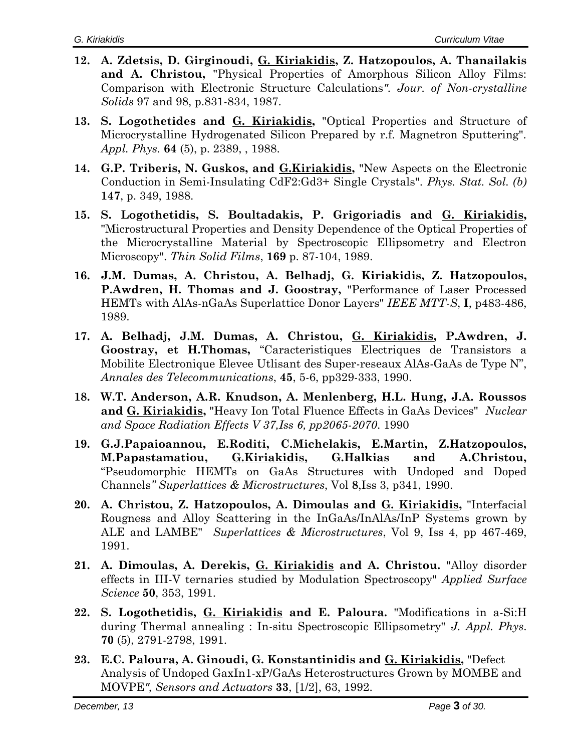12. **A. Zdetsis, D. Girginoudi, G. Kiriakidis, Z. Hatzopoulos, A. Thanailakis and A. Christou,** "Physical Properties of Amorphous Silicon Alloy Films: Comparison with Electronic Structure Calculations*". Jour. of Non-crystalline Solids* 97 and 98, p.831-834, 1987.

13. **S. Logothetides and G. Kiriakidis,** "Optical Properties and Structure of Microcrystalline Hydrogenated Silicon Prepared by r.f. Magnetron Sputtering". *Appl. Phys.* **64** (5), p. 2389, , 1988.

14. **G.P. Triberis, N. Guskos, and G.Kiriakidis,** "New Aspects on the Electronic Conduction in Semi-Insulating CdF2:Gd3+ Single Crystals". *Phys. Stat. Sol. (b)* **147**, p. 349, 1988.

15. **S. Logothetidis, S. Boultadakis, P. Grigoriadis and G. Kiriakidis,** "Microstructural Properties and Density Dependence of the Optical Properties of the Microcrystalline Material by Spectroscopic Ellipsometry and Electron Microscopy". *Thin Solid Films*, **169** p. 87-104, 1989.

16. **J.M. Dumas, A. Christou, A. Belhadj, G. Kiriakidis, Z. Hatzopoulos, P.Awdren, H. Thomas and J. Goostray,** "Performance of Laser Processed HEMTs with AlAs-nGaAs Superlattice Donor Layers" *IEEE MTT-S*, **I**, p483-486, 1989.

17. **A. Belhadj, J.M. Dumas, A. Christou, G. Kiriakidis, P.Awdren, J. Goostray, et H.Thomas,** "Caracteristiques Electriques de Transistors a Mobilite Electronique Elevee Utlisant des Super-reseaux AlAs-GaAs de Type N", *Annales des Telecommunications*, **45**, 5-6, pp329-333, 1990.

18. **W.T. Anderson, A.R. Knudson, A. Menlenberg, H.L. Hung, J.A. Roussos and G. Kiriakidis,** "Heavy Ion Total Fluence Effects in GaAs Devices" *Nuclear and Space Radiation Effects V 37,Iss 6, pp2065-2070*. 1990

19. **G.J.Papaioannou, E.Roditi, C.Michelakis, E.Martin, Z.Hatzopoulos, M.Papastamatiou, G.Kiriakidis, G.Halkias and A.Christou,** "Pseudomorphic HEMTs on GaAs Structures with Undoped and Doped Channels*" Superlattices & Microstructures*, Vol **8**,Iss 3, p341, 1990.

20. **A. Christou, Z. Hatzopoulos, A. Dimoulas and G. Kiriakidis,** "Interfacial Rougness and Alloy Scattering in the InGaAs/InAlAs/InP Systems grown by ALE and LAMBE" *Superlattices & Microstructures*, Vol 9, Iss 4, pp 467-469, 1991.

21. **A. Dimoulas, A. Derekis, G. Kiriakidis and A. Christou.** "Alloy disorder effects in III-V ternaries studied by Modulation Spectroscopy" *Applied Surface Science* **50**, 353, 1991.

22. **S. Logothetidis, G. Kiriakidis and E. Paloura.** "Modifications in a-Si:H during Thermal annealing : In-situ Spectroscopic Ellipsometry" *J. Appl. Phys.* **70** (5), 2791-2798, 1991.

23. **E.C. Paloura, A. Ginoudi, G. Konstantinidis and G. Kiriakidis,** "Defect Analysis of Undoped GaxIn1-xP/GaAs Heterostructures Grown by MOMBE and MOVPE*", Sensors and Actuators* **33**, [1/2], 63, 1992.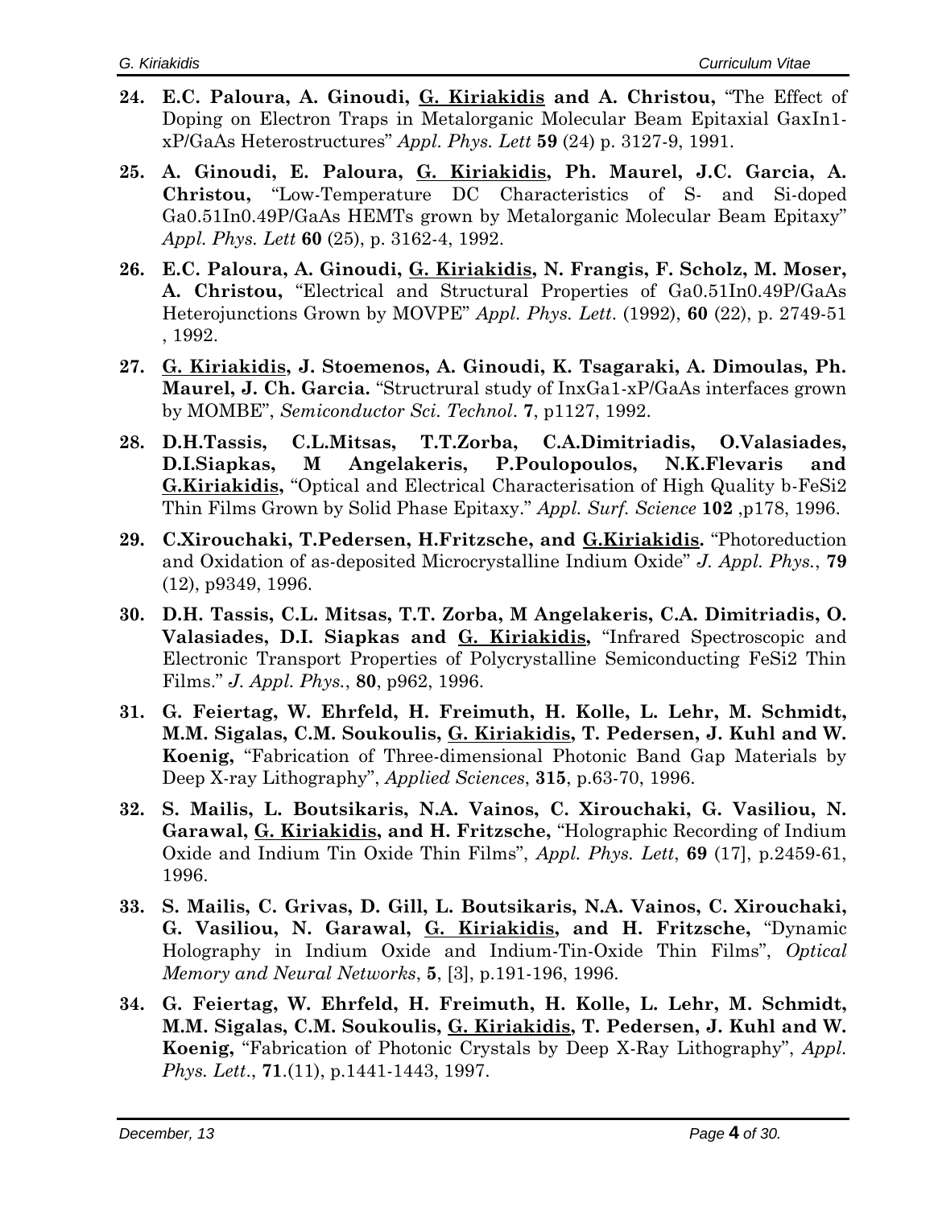24. **E.C. Paloura, A. Ginoudi, <u>G. Kiriakidis</u> and A. Christou,** "The Effect of Doping on Electron Traps in Metalorganic Molecular Beam Epitaxial GaxIn1-xP/GaAs Heterostructures" *Appl. Phys. Lett* **59** (24) p. 3127-9, 1991.

25. **A. Ginoudi, E. Paloura, <u>G. Kiriakidis</u>, Ph. Maurel, J.C. Garcia, A. Christou,** "Low-Temperature DC Characteristics of S- and Si-doped Ga0.51In0.49P/GaAs HEMTs grown by Metalorganic Molecular Beam Epitaxy" *Appl. Phys. Lett* **60** (25), p. 3162-4, 1992.

26. **E.C. Paloura, A. Ginoudi, <u>G. Kiriakidis</u>, N. Frangis, F. Scholz, M. Moser, A. Christou,** "Electrical and Structural Properties of Ga0.51In0.49P/GaAs Heterojunctions Grown by MOVPE" *Appl. Phys. Lett*. (1992), **60** (22), p. 2749-51 , 1992.

27. **<u>G. Kiriakidis</u>, J. Stoemenos, A. Ginoudi, K. Tsagaraki, A. Dimoulas, Ph. Maurel, J. Ch. Garcia.** "Structrural study of InxGa1-xP/GaAs interfaces grown by MOMBE", *Semiconductor Sci. Technol*. **7**, p1127, 1992.

28. **D.H.Tassis, C.L.Mitsas, T.T.Zorba, C.A.Dimitriadis, O.Valasiades, D.I.Siapkas, M Angelakeris, P.Poulopoulos, N.K.Flevaris and <u>G.Kiriakidis</u>,** "Optical and Electrical Characterisation of High Quality b-FeSi2 Thin Films Grown by Solid Phase Epitaxy." *Appl. Surf. Science* **102** ,p178, 1996.

29. **C.Xirouchaki, T.Pedersen, H.Fritzsche, and <u>G.Kiriakidis</u>.** "Photoreduction and Oxidation of as-deposited Microcrystalline Indium Oxide" *J. Appl. Phys.*, **79** (12), p9349, 1996.

30. **D.H. Tassis, C.L. Mitsas, T.T. Zorba, M Angelakeris, C.A. Dimitriadis, O. Valasiades, D.I. Siapkas and <u>G. Kiriakidis</u>,** "Infrared Spectroscopic and Electronic Transport Properties of Polycrystalline Semiconducting FeSi2 Thin Films." *J. Appl. Phys.*, **80**, p962, 1996.

31. **G. Feiertag, W. Ehrfeld, H. Freimuth, H. Kolle, L. Lehr, M. Schmidt, M.M. Sigalas, C.M. Soukoulis, <u>G. Kiriakidis</u>, T. Pedersen, J. Kuhl and W. Koenig,** "Fabrication of Three-dimensional Photonic Band Gap Materials by Deep X-ray Lithography", *Applied Sciences*, **315**, p.63-70, 1996.

32. **S. Mailis, L. Boutsikaris, N.A. Vainos, C. Xirouchaki, G. Vasiliou, N. Garawal, <u>G. Kiriakidis</u>, and H. Fritzsche,** "Holographic Recording of Indium Oxide and Indium Tin Oxide Thin Films", *Appl. Phys. Lett*, **69** (17], p.2459-61, 1996.

33. **S. Mailis, C. Grivas, D. Gill, L. Boutsikaris, N.A. Vainos, C. Xirouchaki, G. Vasiliou, N. Garawal, <u>G. Kiriakidis</u>, and H. Fritzsche,** "Dynamic Holography in Indium Oxide and Indium-Tin-Oxide Thin Films", *Optical Memory and Neural Networks*, **5**, [3], p.191-196, 1996.

34. **G. Feiertag, W. Ehrfeld, H. Freimuth, H. Kolle, L. Lehr, M. Schmidt, M.M. Sigalas, C.M. Soukoulis, <u>G. Kiriakidis</u>, T. Pedersen, J. Kuhl and W. Koenig,** "Fabrication of Photonic Crystals by Deep X-Ray Lithography", *Appl. Phys. Lett*., **71**.(11), p.1441-1443, 1997.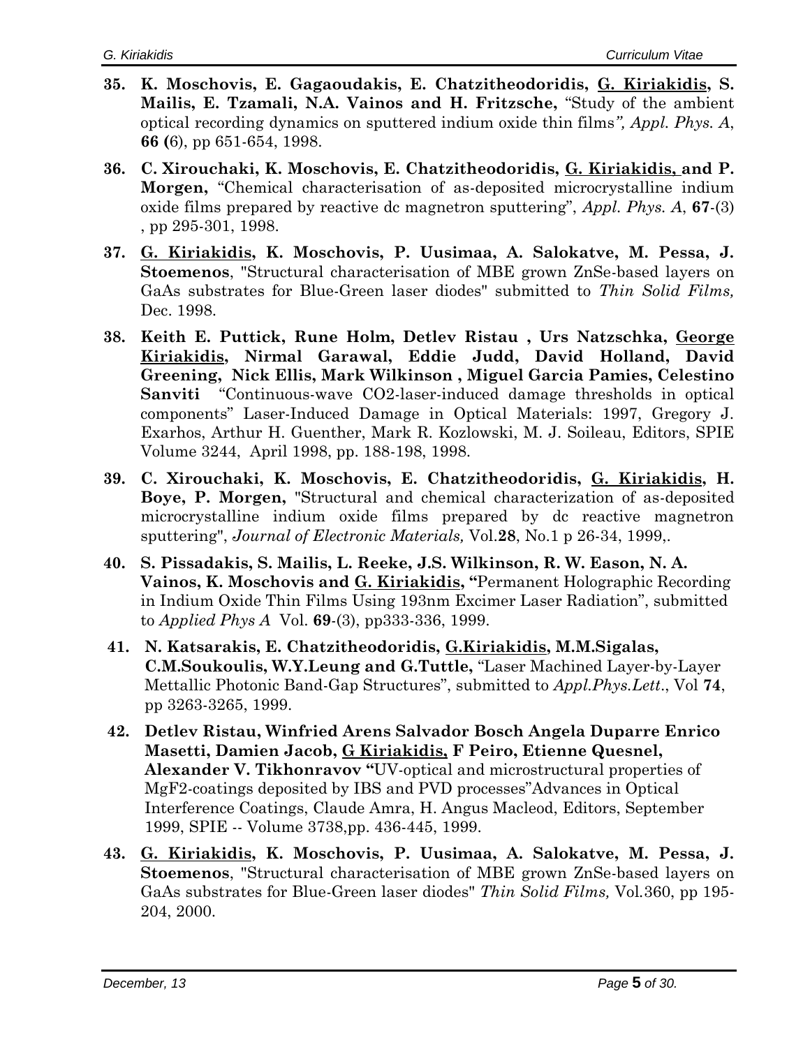35. **K. Moschovis, E. Gagaoudakis, E. Chatzitheodoridis, G. Kiriakidis, S. Mailis, E. Tzamali, N.A. Vainos and H. Fritzsche,** "Study of the ambient optical recording dynamics on sputtered indium oxide thin films*", Appl. Phys. A*, **66 (**6), pp 651-654, 1998.

36. **C. Xirouchaki, K. Moschovis, E. Chatzitheodoridis, G. Kiriakidis, and P. Morgen,** "Chemical characterisation of as-deposited microcrystalline indium oxide films prepared by reactive dc magnetron sputtering", *Appl. Phys. A*, **67**-(3) , pp 295-301, 1998.

37. **G. Kiriakidis, K. Moschovis, P. Uusimaa, A. Salokatve, M. Pessa, J. Stoemenos**, "Structural characterisation of MBE grown ZnSe-based layers on GaAs substrates for Blue-Green laser diodes" submitted to *Thin Solid Films,* Dec. 1998.

38. **Keith E. Puttick, Rune Holm, Detlev Ristau , Urs Natzschka, George Kiriakidis, Nirmal Garawal, Eddie Judd, David Holland, David Greening, Nick Ellis, Mark Wilkinson , Miguel Garcia Pamies, Celestino Sanviti** "Continuous-wave CO2-laser-induced damage thresholds in optical components" Laser-Induced Damage in Optical Materials: 1997, Gregory J. Exarhos, Arthur H. Guenther, Mark R. Kozlowski, M. J. Soileau, Editors, SPIE Volume 3244, April 1998, pp. 188-198, 1998.

39. **C. Xirouchaki, K. Moschovis, E. Chatzitheodoridis, G. Kiriakidis, H. Boye, P. Morgen,** "Structural and chemical characterization of as-deposited microcrystalline indium oxide films prepared by dc reactive magnetron sputtering", *Journal of Electronic Materials,* Vol.**28**, No.1 p 26-34, 1999,.

40. **S. Pissadakis, S. Mailis, L. Reeke, J.S. Wilkinson, R. W. Eason, N. A. Vainos, K. Moschovis and G. Kiriakidis, "**Permanent Holographic Recording in Indium Oxide Thin Films Using 193nm Excimer Laser Radiation", submitted to *Applied Phys A* Vol. **69**-(3), pp333-336, 1999.

41. **N. Katsarakis, E. Chatzitheodoridis, G.Kiriakidis, M.M.Sigalas, C.M.Soukoulis, W.Y.Leung and G.Tuttle,** "Laser Machined Layer-by-Layer Mettallic Photonic Band-Gap Structures", submitted to *Appl.Phys.Lett*., Vol **74**, pp 3263-3265, 1999.

42. **Detlev Ristau, Winfried Arens Salvador Bosch Angela Duparre Enrico Masetti, Damien Jacob, G Kiriakidis, F Peiro, Etienne Quesnel, Alexander V. Tikhonravov "**UV-optical and microstructural properties of MgF2-coatings deposited by IBS and PVD processes"Advances in Optical Interference Coatings, Claude Amra, H. Angus Macleod, Editors, September 1999, SPIE -- Volume 3738,pp. 436-445, 1999.

43. **G. Kiriakidis, K. Moschovis, P. Uusimaa, A. Salokatve, M. Pessa, J. Stoemenos**, "Structural characterisation of MBE grown ZnSe-based layers on GaAs substrates for Blue-Green laser diodes" *Thin Solid Films,* Vol.360, pp 195-204, 2000.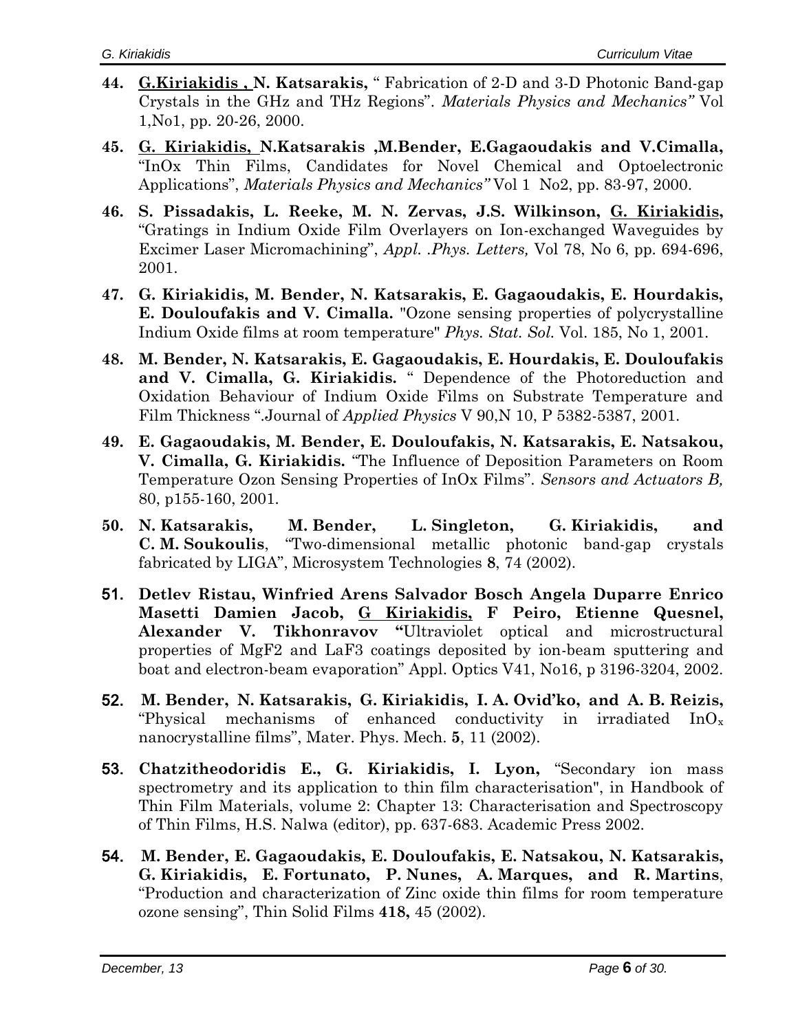44. **<u>G.Kiriakidis ,</u> N. Katsarakis,** " Fabrication of 2-D and 3-D Photonic Band-gap Crystals in the GHz and THz Regions". *Materials Physics and Mechanics"* Vol 1,No1, pp. 20-26, 2000.

45. **<u>G. Kiriakidis,</u> N.Katsarakis ,M.Bender, E.Gagaoudakis and V.Cimalla,** "InOx Thin Films, Candidates for Novel Chemical and Optoelectronic Applications", *Materials Physics and Mechanics"* Vol 1 No2, pp. 83-97, 2000.

46. **S. Pissadakis, L. Reeke, M. N. Zervas, J.S. Wilkinson, <u>G. Kiriakidis</u>,** "Gratings in Indium Oxide Film Overlayers on Ion-exchanged Waveguides by Excimer Laser Micromachining", *Appl. .Phys. Letters,* Vol 78, No 6, pp. 694-696, 2001.

47. **G. Kiriakidis, M. Bender, N. Katsarakis, E. Gagaoudakis, E. Hourdakis, E. Douloufakis and V. Cimalla.** "Ozone sensing properties of polycrystalline Indium Oxide films at room temperature" *Phys. Stat. Sol.* Vol. 185, No 1, 2001.

48. **M. Bender, N. Katsarakis, E. Gagaoudakis, E. Hourdakis, E. Douloufakis and V. Cimalla, G. Kiriakidis.** " Dependence of the Photoreduction and Oxidation Behaviour of Indium Oxide Films on Substrate Temperature and Film Thickness ".Journal of *Applied Physics* V 90,N 10, P 5382-5387, 2001.

49. **E. Gagaoudakis, M. Bender, E. Douloufakis, N. Katsarakis, E. Natsakou, V. Cimalla, G. Kiriakidis.** "The Influence of Deposition Parameters on Room Temperature Ozon Sensing Properties of InOx Films". *Sensors and Actuators B,* 80, p155-160, 2001.

50. **N. Katsarakis, M. Bender, L. Singleton, G. Kiriakidis, and C. M. Soukoulis**, "Two-dimensional metallic photonic band-gap crystals fabricated by LIGA", Microsystem Technologies **8**, 74 (2002).

51. **Detlev Ristau, Winfried Arens Salvador Bosch Angela Duparre Enrico Masetti Damien Jacob, <u>G Kiriakidis,</u> F Peiro, Etienne Quesnel, Alexander V. Tikhonravov "**Ultraviolet optical and microstructural properties of MgF2 and LaF3 coatings deposited by ion-beam sputtering and boat and electron-beam evaporation" Appl. Optics V41, No16, p 3196-3204, 2002.

52. **M. Bender, N. Katsarakis, G. Kiriakidis, I. A. Ovid'ko, and A. B. Reizis,** "Physical mechanisms of enhanced conductivity in irradiated $InO_x$ nanocrystalline films", Mater. Phys. Mech. **5**, 11 (2002).

53. **Chatzitheodoridis E., G. Kiriakidis, I. Lyon,** "Secondary ion mass spectrometry and its application to thin film characterisation", in Handbook of Thin Film Materials, volume 2: Chapter 13: Characterisation and Spectroscopy of Thin Films, H.S. Nalwa (editor), pp. 637-683. Academic Press 2002.

54. **M. Bender, E. Gagaoudakis, E. Douloufakis, E. Natsakou, N. Katsarakis, G. Kiriakidis, E. Fortunato, P. Nunes, A. Marques, and R. Martins**, "Production and characterization of Zinc oxide thin films for room temperature ozone sensing", Thin Solid Films **418,** 45 (2002).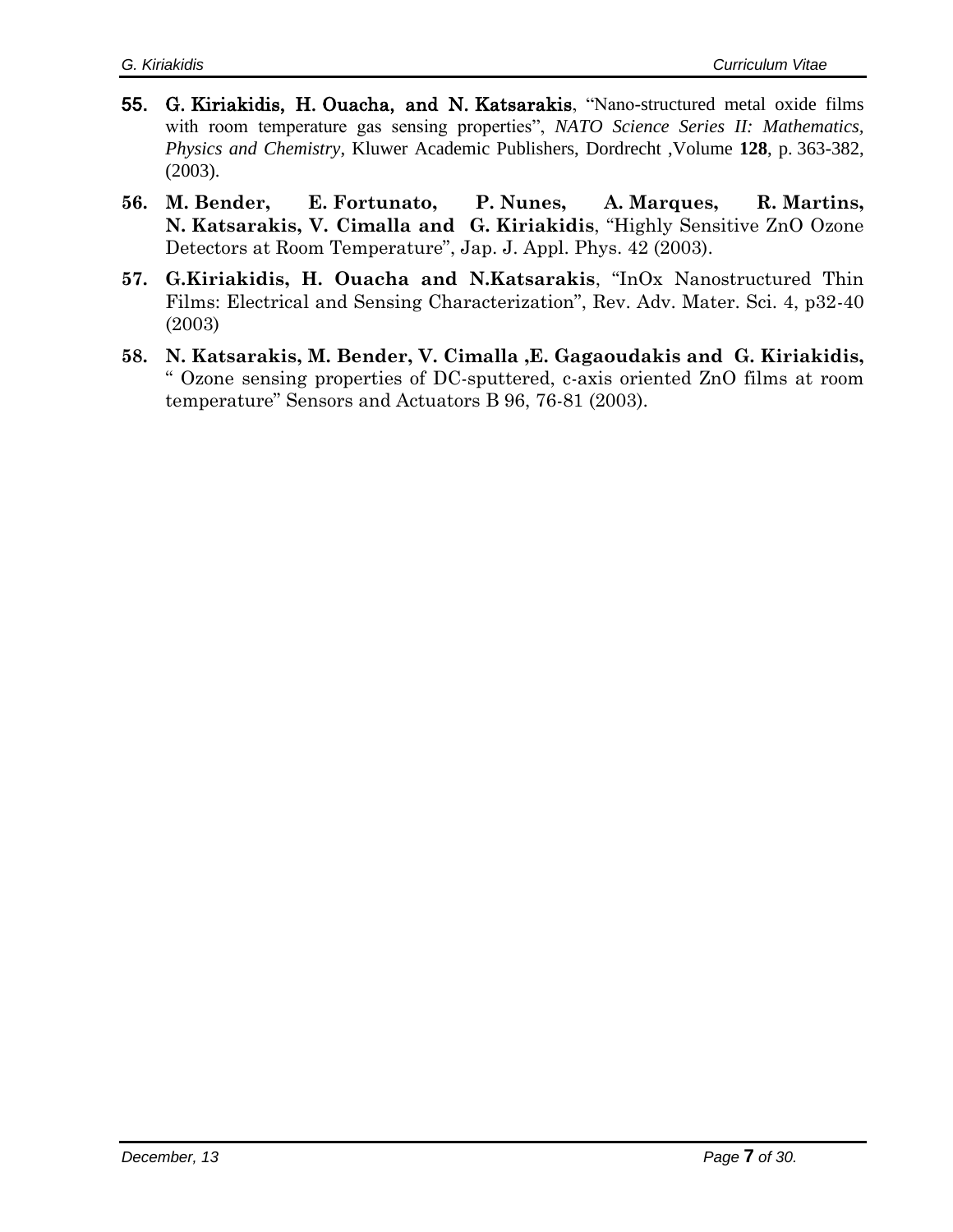55. **G. Kiriakidis, H. Ouacha, and N. Katsarakis**, "Nano-structured metal oxide films with room temperature gas sensing properties", *NATO Science Series II: Mathematics, Physics and Chemistry*, Kluwer Academic Publishers, Dordrecht ,Volume **128**, p. 363-382, (2003).

56. **M. Bender, E. Fortunato, P. Nunes, A. Marques, R. Martins, N. Katsarakis, V. Cimalla and G. Kiriakidis**, "Highly Sensitive ZnO Ozone Detectors at Room Temperature", Jap. J. Appl. Phys. 42 (2003).

57. **G.Kiriakidis, H. Ouacha and N.Katsarakis**, "InOx Nanostructured Thin Films: Electrical and Sensing Characterization", Rev. Adv. Mater. Sci. 4, p32-40 (2003)

58. **N. Katsarakis, M. Bender, V. Cimalla ,E. Gagaoudakis and G. Kiriakidis,** " Ozone sensing properties of DC-sputtered, c-axis oriented ZnO films at room temperature" Sensors and Actuators B 96, 76-81 (2003).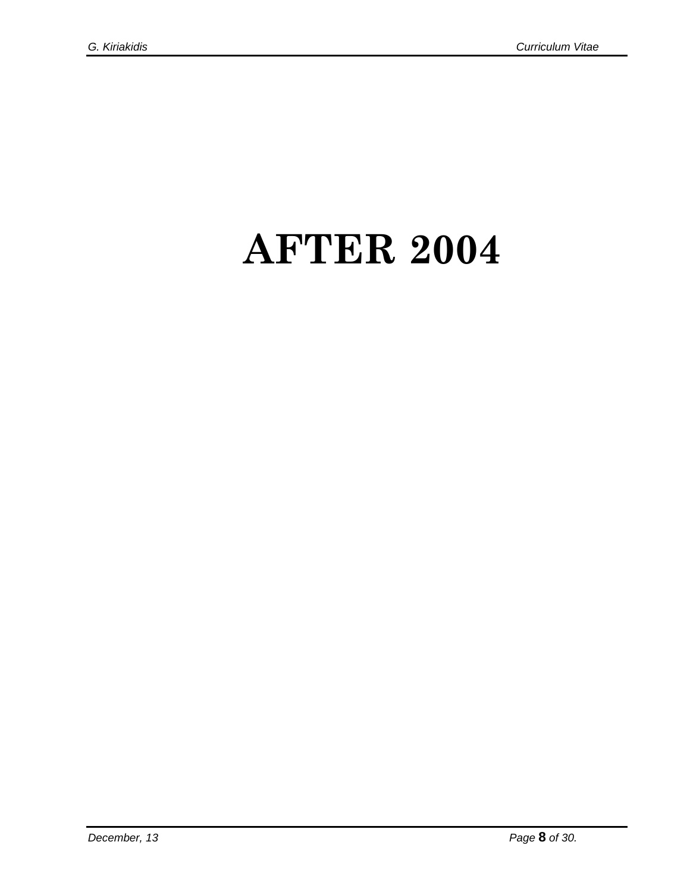# AFTER 2004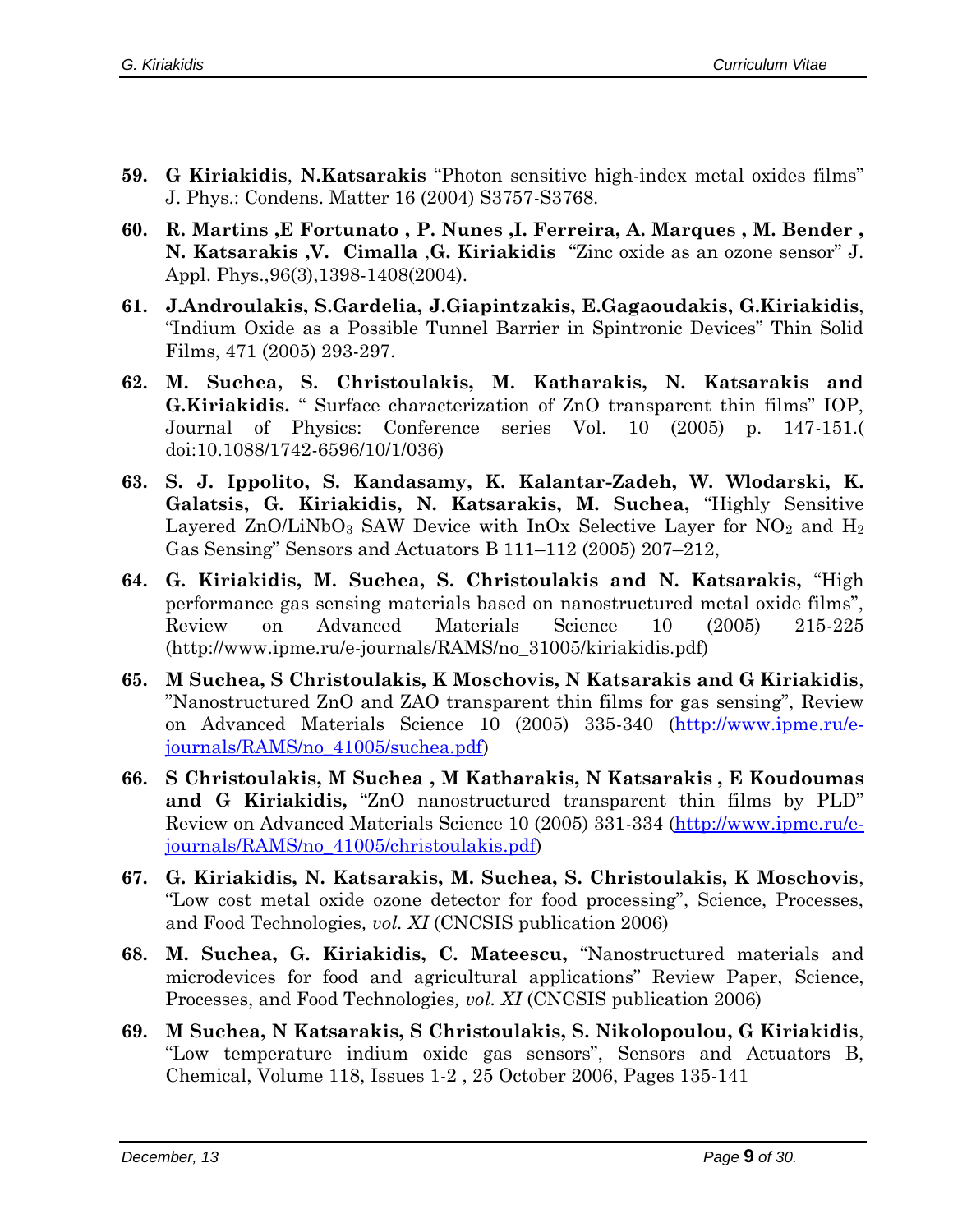59. **G Kiriakidis**, **N.Katsarakis** "Photon sensitive high-index metal oxides films" J. Phys.: Condens. Matter 16 (2004) S3757-S3768.

60. **R. Martins ,E Fortunato , P. Nunes ,I. Ferreira, A. Marques , M. Bender , N. Katsarakis ,V. Cimalla ,G. Kiriakidis** "Zinc oxide as an ozone sensor" J. Appl. Phys.,96(3),1398-1408(2004).

61. **J.Androulakis, S.Gardelia, J.Giapintzakis, E.Gagaoudakis, G.Kiriakidis**, "Indium Oxide as a Possible Tunnel Barrier in Spintronic Devices" Thin Solid Films, 471 (2005) 293-297.

62. **M. Suchea, S. Christoulakis, M. Katharakis, N. Katsarakis and G.Kiriakidis.** " Surface characterization of ZnO transparent thin films" IOP, Journal of Physics: Conference series Vol. 10 (2005) p. 147-151.( doi:10.1088/1742-6596/10/1/036)

63. **S. J. Ippolito, S. Kandasamy, K. Kalantar-Zadeh, W. Wlodarski, K. Galatsis, G. Kiriakidis, N. Katsarakis, M. Suchea,** "Highly Sensitive Layered $ZnO/LiNbO_3$ SAW Device with InOx Selective Layer for $NO_2$ and $H_2$ Gas Sensing" Sensors and Actuators B 111–112 (2005) 207–212,

64. **G. Kiriakidis, M. Suchea, S. Christoulakis and N. Katsarakis,** "High performance gas sensing materials based on nanostructured metal oxide films", Review on Advanced Materials Science 10 (2005) 215-225 (http://www.ipme.ru/e-journals/RAMS/no_31005/kiriakidis.pdf)

65. **M Suchea, S Christoulakis, K Moschovis, N Katsarakis and G Kiriakidis**, "Nanostructured ZnO and ZAO transparent thin films for gas sensing", Review on Advanced Materials Science 10 (2005) 335-340 (http://www.ipme.ru/e-journals/RAMS/no_41005/suchea.pdf)

66. **S Christoulakis, M Suchea , M Katharakis, N Katsarakis , E Koudoumas and G Kiriakidis,** "ZnO nanostructured transparent thin films by PLD" Review on Advanced Materials Science 10 (2005) 331-334 (http://www.ipme.ru/e-journals/RAMS/no_41005/christoulakis.pdf)

67. **G. Kiriakidis, N. Katsarakis, M. Suchea, S. Christoulakis, K Moschovis**, "Low cost metal oxide ozone detector for food processing", Science, Processes, and Food Technologies*, vol. XI* (CNCSIS publication 2006)

68. **M. Suchea, G. Kiriakidis, C. Mateescu,** "Nanostructured materials and microdevices for food and agricultural applications" Review Paper, Science, Processes, and Food Technologies*, vol. XI* (CNCSIS publication 2006)

69. **M Suchea, N Katsarakis, S Christoulakis, S. Nikolopoulou, G Kiriakidis**, "Low temperature indium oxide gas sensors", Sensors and Actuators B, Chemical, Volume 118, Issues 1-2 , 25 October 2006, Pages 135-141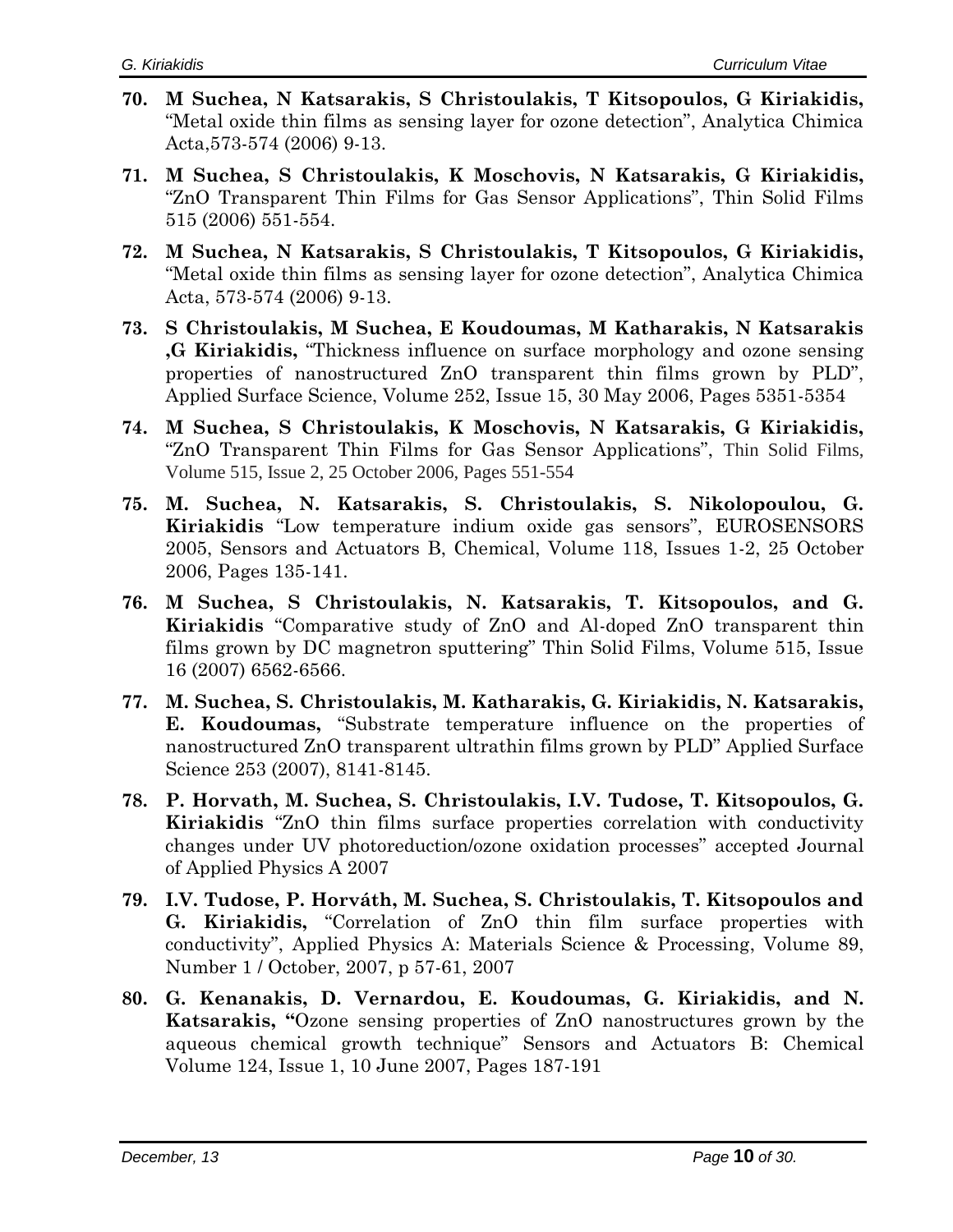70. **M Suchea, N Katsarakis, S Christoulakis, T Kitsopoulos, G Kiriakidis,** "Metal oxide thin films as sensing layer for ozone detection", Analytica Chimica Acta,573-574 (2006) 9-13.
71. **M Suchea, S Christoulakis, K Moschovis, N Katsarakis, G Kiriakidis,** "ZnO Transparent Thin Films for Gas Sensor Applications", Thin Solid Films 515 (2006) 551-554.
72. **M Suchea, N Katsarakis, S Christoulakis, T Kitsopoulos, G Kiriakidis,** "Metal oxide thin films as sensing layer for ozone detection", Analytica Chimica Acta, 573-574 (2006) 9-13.
73. **S Christoulakis, M Suchea, E Koudoumas, M Katharakis, N Katsarakis ,G Kiriakidis,** "Thickness influence on surface morphology and ozone sensing properties of nanostructured ZnO transparent thin films grown by PLD", Applied Surface Science, Volume 252, Issue 15, 30 May 2006, Pages 5351-5354
74. **M Suchea, S Christoulakis, K Moschovis, N Katsarakis, G Kiriakidis,** "ZnO Transparent Thin Films for Gas Sensor Applications", Thin Solid Films, Volume 515, Issue 2, 25 October 2006, Pages 551-554
75. **M. Suchea, N. Katsarakis, S. Christoulakis, S. Nikolopoulou, G. Kiriakidis** "Low temperature indium oxide gas sensors", EUROSENSORS 2005, Sensors and Actuators B, Chemical, Volume 118, Issues 1-2, 25 October 2006, Pages 135-141.
76. **M Suchea, S Christoulakis, N. Katsarakis, T. Kitsopoulos, and G. Kiriakidis** "Comparative study of ZnO and Al-doped ZnO transparent thin films grown by DC magnetron sputtering" Thin Solid Films, Volume 515, Issue 16 (2007) 6562-6566.
77. **M. Suchea, S. Christoulakis, M. Katharakis, G. Kiriakidis, N. Katsarakis, E. Koudoumas,** "Substrate temperature influence on the properties of nanostructured ZnO transparent ultrathin films grown by PLD" Applied Surface Science 253 (2007), 8141-8145.
78. **P. Horvath, M. Suchea, S. Christoulakis, I.V. Tudose, T. Kitsopoulos, G. Kiriakidis** "ZnO thin films surface properties correlation with conductivity changes under UV photoreduction/ozone oxidation processes" accepted Journal of Applied Physics A 2007
79. **I.V. Tudose, P. Horváth, M. Suchea, S. Christoulakis, T. Kitsopoulos and G. Kiriakidis,** "Correlation of ZnO thin film surface properties with conductivity", Applied Physics A: Materials Science & Processing, Volume 89, Number 1 / October, 2007, p 57-61, 2007
80. **G. Kenanakis, D. Vernardou, E. Koudoumas, G. Kiriakidis, and N. Katsarakis, "**Ozone sensing properties of ZnO nanostructures grown by the aqueous chemical growth technique" Sensors and Actuators B: Chemical Volume 124, Issue 1, 10 June 2007, Pages 187-191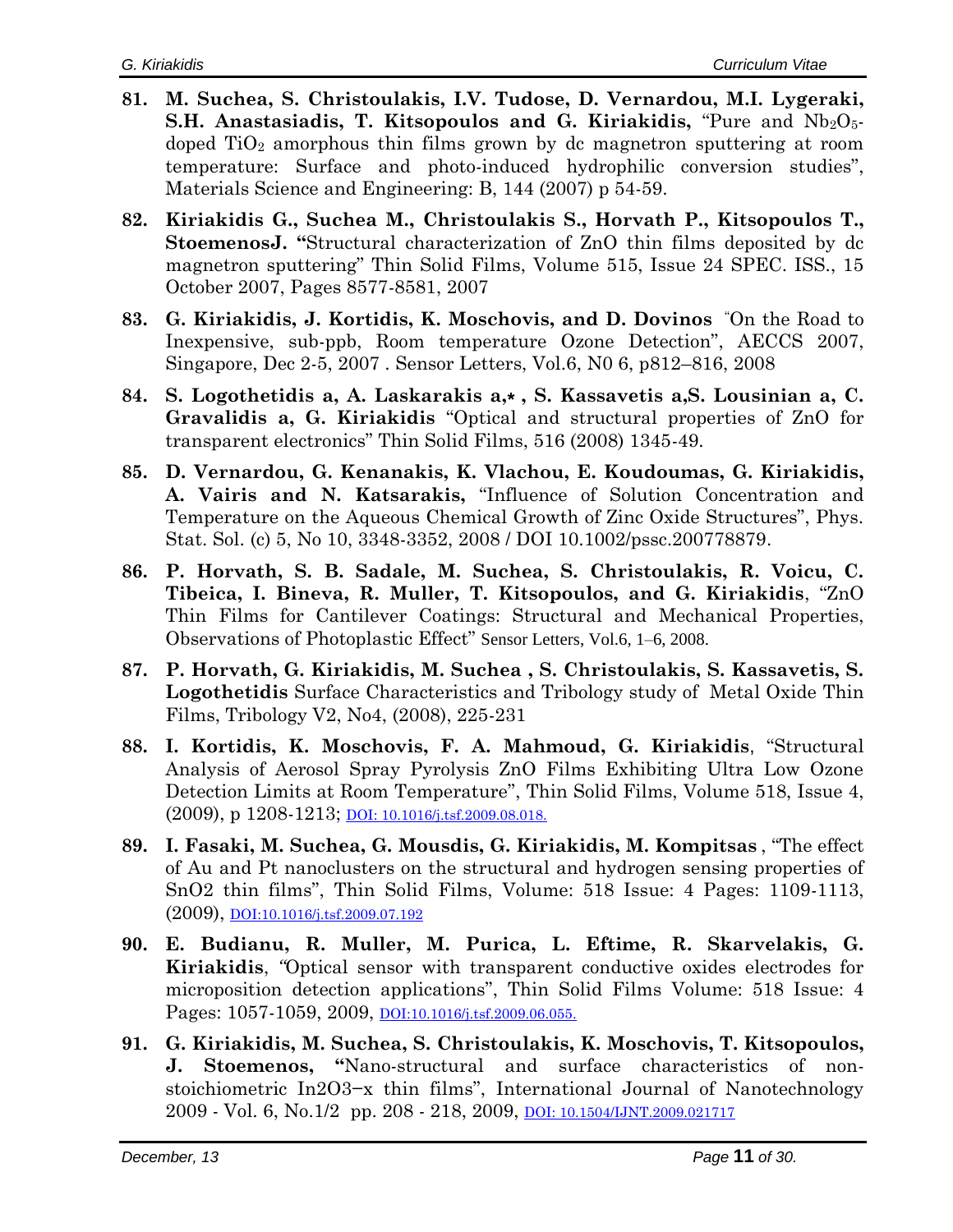81. **M. Suchea, S. Christoulakis, I.V. Tudose, D. Vernardou, M.I. Lygeraki, S.H. Anastasiadis, T. Kitsopoulos and G. Kiriakidis,** "Pure and $Nb_2O_5$-doped $TiO_2$ amorphous thin films grown by dc magnetron sputtering at room temperature: Surface and photo-induced hydrophilic conversion studies", Materials Science and Engineering: B, 144 (2007) p 54-59.

82. **Kiriakidis G., Suchea M., Christoulakis S., Horvath P., Kitsopoulos T., StoemenosJ. "**Structural characterization of ZnO thin films deposited by dc magnetron sputtering" Thin Solid Films, Volume 515, Issue 24 SPEC. ISS., 15 October 2007, Pages 8577-8581, 2007

83. **G. Kiriakidis, J. Kortidis, K. Moschovis, and D. Dovinos** "On the Road to Inexpensive, sub-ppb, Room temperature Ozone Detection", AECCS 2007, Singapore, Dec 2-5, 2007 . Sensor Letters, Vol.6, N0 6, p812–816, 2008

84. **S. Logothetidis a, A. Laskarakis a,\* , S. Kassavetis a,S. Lousinian a, C. Gravalidis a, G. Kiriakidis** "Optical and structural properties of ZnO for transparent electronics" Thin Solid Films, 516 (2008) 1345-49.

85. **D. Vernardou, G. Kenanakis, K. Vlachou, E. Koudoumas, G. Kiriakidis, A. Vairis and N. Katsarakis,** "Influence of Solution Concentration and Temperature on the Aqueous Chemical Growth of Zinc Oxide Structures", Phys. Stat. Sol. (c) 5, No 10, 3348-3352, 2008 / DOI 10.1002/pssc.200778879.

86. **P. Horvath, S. B. Sadale, M. Suchea, S. Christoulakis, R. Voicu, C. Tibeica, I. Bineva, R. Muller, T. Kitsopoulos, and G. Kiriakidis**, "ZnO Thin Films for Cantilever Coatings: Structural and Mechanical Properties, Observations of Photoplastic Effect" Sensor Letters, Vol.6, 1–6, 2008.

87. **P. Horvath, G. Kiriakidis, M. Suchea , S. Christoulakis, S. Kassavetis, S. Logothetidis** Surface Characteristics and Tribology study of Metal Oxide Thin Films, Tribology V2, No4, (2008), 225-231

88. **I. Kortidis, K. Moschovis, F. A. Mahmoud, G. Kiriakidis**, "Structural Analysis of Aerosol Spray Pyrolysis ZnO Films Exhibiting Ultra Low Ozone Detection Limits at Room Temperature", Thin Solid Films, Volume 518, Issue 4, (2009), p 1208-1213; DOI: 10.1016/j.tsf.2009.08.018.

89. **I. Fasaki, M. Suchea, G. Mousdis, G. Kiriakidis, M. Kompitsas** , "The effect of Au and Pt nanoclusters on the structural and hydrogen sensing properties of SnO2 thin films", Thin Solid Films, Volume: 518 Issue: 4 Pages: 1109-1113, (2009), DOI:10.1016/j.tsf.2009.07.192

90. **E. Budianu, R. Muller, M. Purica, L. Eftime, R. Skarvelakis, G. Kiriakidis**, "Optical sensor with transparent conductive oxides electrodes for microposition detection applications", Thin Solid Films Volume: 518 Issue: 4 Pages: 1057-1059, 2009, DOI:10.1016/j.tsf.2009.06.055.

91. **G. Kiriakidis, M. Suchea, S. Christoulakis, K. Moschovis, T. Kitsopoulos, J. Stoemenos, "**Nano-structural and surface characteristics of non-stoichiometric In2O3−x thin films", International Journal of Nanotechnology 2009 - Vol. 6, No.1/2 pp. 208 - 218, 2009, DOI: 10.1504/IJNT.2009.021717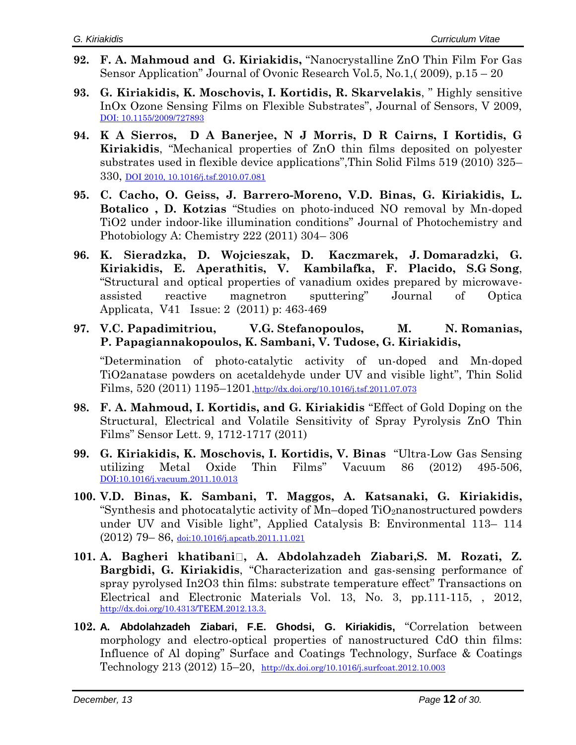92. **F. A. Mahmoud and G. Kiriakidis,** "Nanocrystalline ZnO Thin Film For Gas Sensor Application" Journal of Ovonic Research Vol.5, No.1,( 2009), p.15 – 20

93. **G. Kiriakidis, K. Moschovis, I. Kortidis, R. Skarvelakis**, " Highly sensitive InOx Ozone Sensing Films on Flexible Substrates", Journal of Sensors, V 2009, DOI: 10.1155/2009/727893

94. **K A Sierros, D A Banerjee, N J Morris, D R Cairns, I Kortidis, G Kiriakidis**, "Mechanical properties of ZnO thin films deposited on polyester substrates used in flexible device applications",Thin Solid Films 519 (2010) 325–330, DOI 2010, 10.1016/j.tsf.2010.07.081

95. **C. Cacho, O. Geiss, J. Barrero-Moreno, V.D. Binas, G. Kiriakidis, L. Botalico , D. Kotzias** "Studies on photo-induced NO removal by Mn-doped TiO2 under indoor-like illumination conditions" Journal of Photochemistry and Photobiology A: Chemistry 222 (2011) 304– 306

96. **K. Sieradzka, D. Wojcieszak, D. Kaczmarek, J. Domaradzki, G. Kiriakidis, E. Aperathitis, V. Kambilafka, F. Placido, S.G Song**, "Structural and optical properties of vanadium oxides prepared by microwave-assisted reactive magnetron sputtering" Journal of Optica Applicata, V41 Issue: 2 (2011) p: 463-469

97. **V.C. Papadimitriou, V.G. Stefanopoulos, M. N. Romanias, P. Papagiannakopoulos, K. Sambani, V. Tudose, G. Kiriakidis,**

    "Determination of photo-catalytic activity of un-doped and Mn-doped TiO2anatase powders on acetaldehyde under UV and visible light", Thin Solid Films, 520 (2011) 1195–1201,http://dx.doi.org/10.1016/j.tsf.2011.07.073

98. **F. A. Mahmoud, I. Kortidis, and G. Kiriakidis** "Effect of Gold Doping on the Structural, Electrical and Volatile Sensitivity of Spray Pyrolysis ZnO Thin Films" Sensor Lett. 9, 1712-1717 (2011)

99. **G. Kiriakidis, K. Moschovis, I. Kortidis, V. Binas** "Ultra-Low Gas Sensing utilizing Metal Oxide Thin Films" Vacuum 86 (2012) 495-506, DOI:10.1016/j.vacuum.2011.10.013

100. **V.D. Binas, K. Sambani, T. Maggos, A. Katsanaki, G. Kiriakidis,** "Synthesis and photocatalytic activity of Mn–doped $TiO_2$nanostructured powders under UV and Visible light", Applied Catalysis B: Environmental 113– 114 (2012) 79– 86, doi:10.1016/j.apcatb.2011.11.021

101. **A. Bagheri khatibani, A. Abdolahzadeh Ziabari,S. M. Rozati, Z. Bargbidi, G. Kiriakidis**, "Characterization and gas-sensing performance of spray pyrolysed In2O3 thin films: substrate temperature effect" Transactions on Electrical and Electronic Materials Vol. 13, No. 3, pp.111-115, , 2012, http://dx.doi.org/10.4313/TEEM.2012.13.3.

102. **A. Abdolahzadeh Ziabari, F.E. Ghodsi, G. Kiriakidis,** "Correlation between morphology and electro-optical properties of nanostructured CdO thin films: Influence of Al doping" Surface and Coatings Technology, Surface & Coatings Technology 213 (2012) 15–20, http://dx.doi.org/10.1016/j.surfcoat.2012.10.003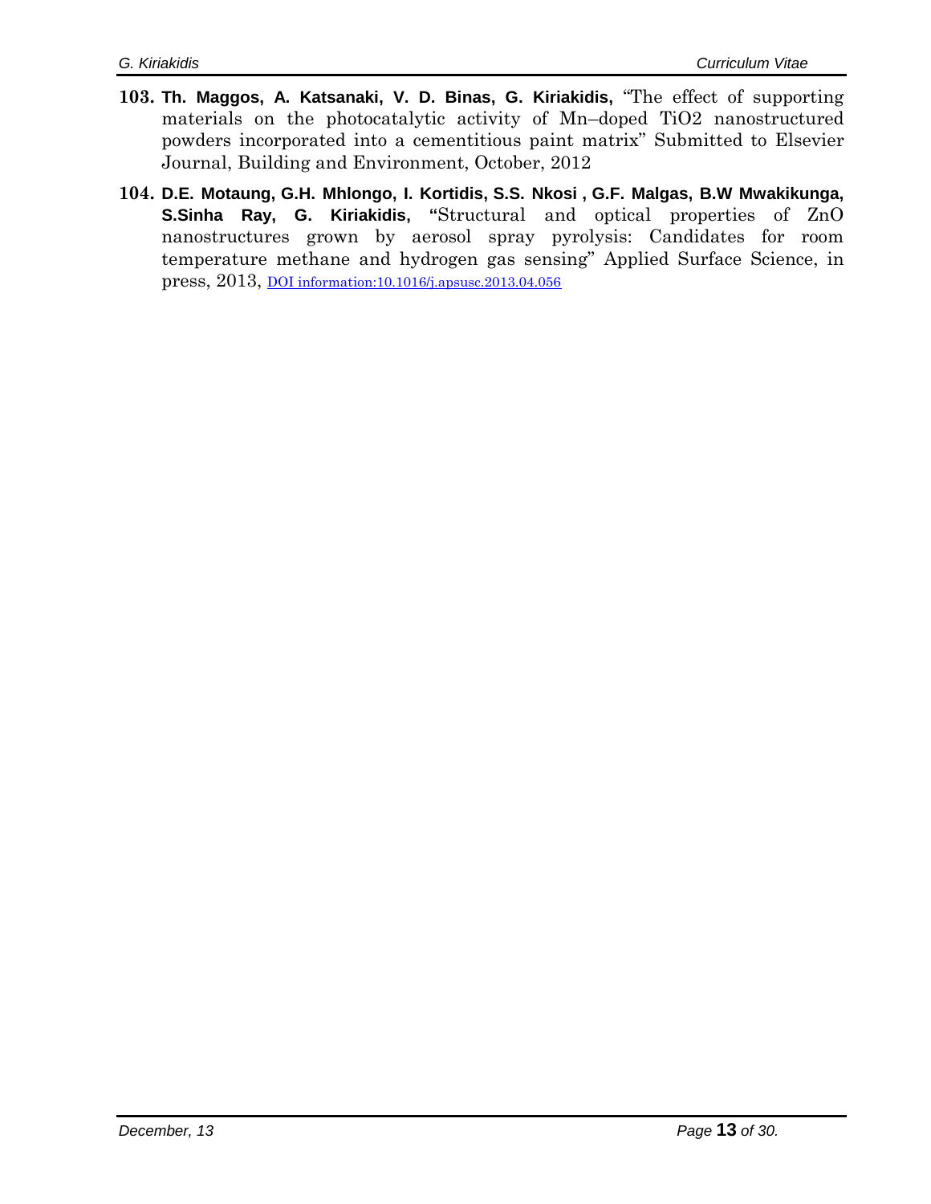103. **Th. Maggos, A. Katsanaki, V. D. Binas, G. Kiriakidis,** "The effect of supporting materials on the photocatalytic activity of Mn–doped $TiO_2$ nanostructured powders incorporated into a cementitious paint matrix" Submitted to Elsevier Journal, Building and Environment, October, 2012

104. **D.E. Motaung, G.H. Mhlongo, I. Kortidis, S.S. Nkosi , G.F. Malgas, B.W Mwakikunga, S.Sinha Ray, G. Kiriakidis, "**Structural and optical properties of ZnO nanostructures grown by aerosol spray pyrolysis: Candidates for room temperature methane and hydrogen gas sensing" Applied Surface Science, in press, 2013, DOI information:10.1016/j.apsusc.2013.04.056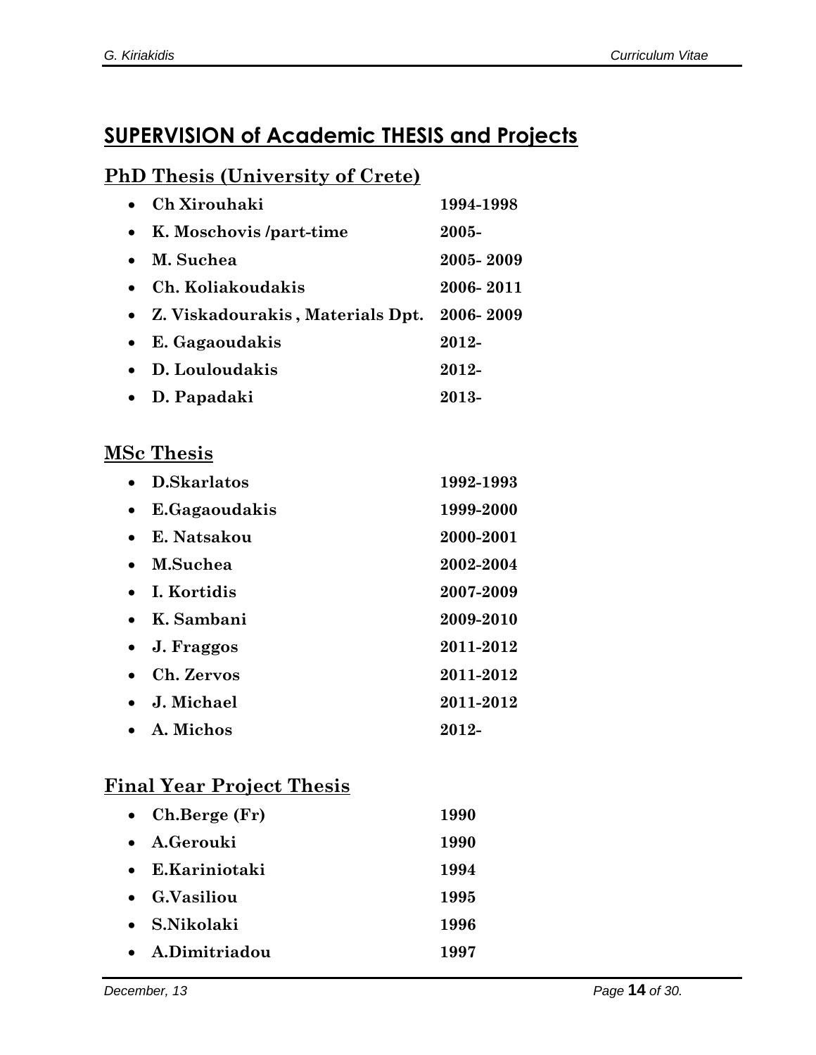## SUPERVISION of Academic THESIS and Projects

### PhD Thesis (University of Crete)

- **Ch Xirouhaki** **1994-1998**
- **K. Moschovis /part-time** **2005-**
- **M. Suchea** **2005- 2009**
- **Ch. Koliakoudakis** **2006- 2011**
- **Z. Viskadourakis , Materials Dpt.** **2006- 2009**
- **E. Gagaoudakis** **2012-**
- **D. Louloudakis** **2012-**
- **D. Papadaki** **2013-**

### MSc Thesis

- **D.Skarlatos** **1992-1993**
- **E.Gagaoudakis** **1999-2000**
- **E. Natsakou** **2000-2001**
- **M.Suchea** **2002-2004**
- **I. Kortidis** **2007-2009**
- **K. Sambani** **2009-2010**
- **J. Fraggos** **2011-2012**
- **Ch. Zervos** **2011-2012**
- **J. Michael** **2011-2012**
- **A. Michos** **2012-**

### Final Year Project Thesis

- **Ch.Berge (Fr)** **1990**
- **A.Gerouki** **1990**
- **E.Kariniotaki** **1994**
- **G.Vasiliou** **1995**
- **S.Nikolaki** **1996**
- **A.Dimitriadou** **1997**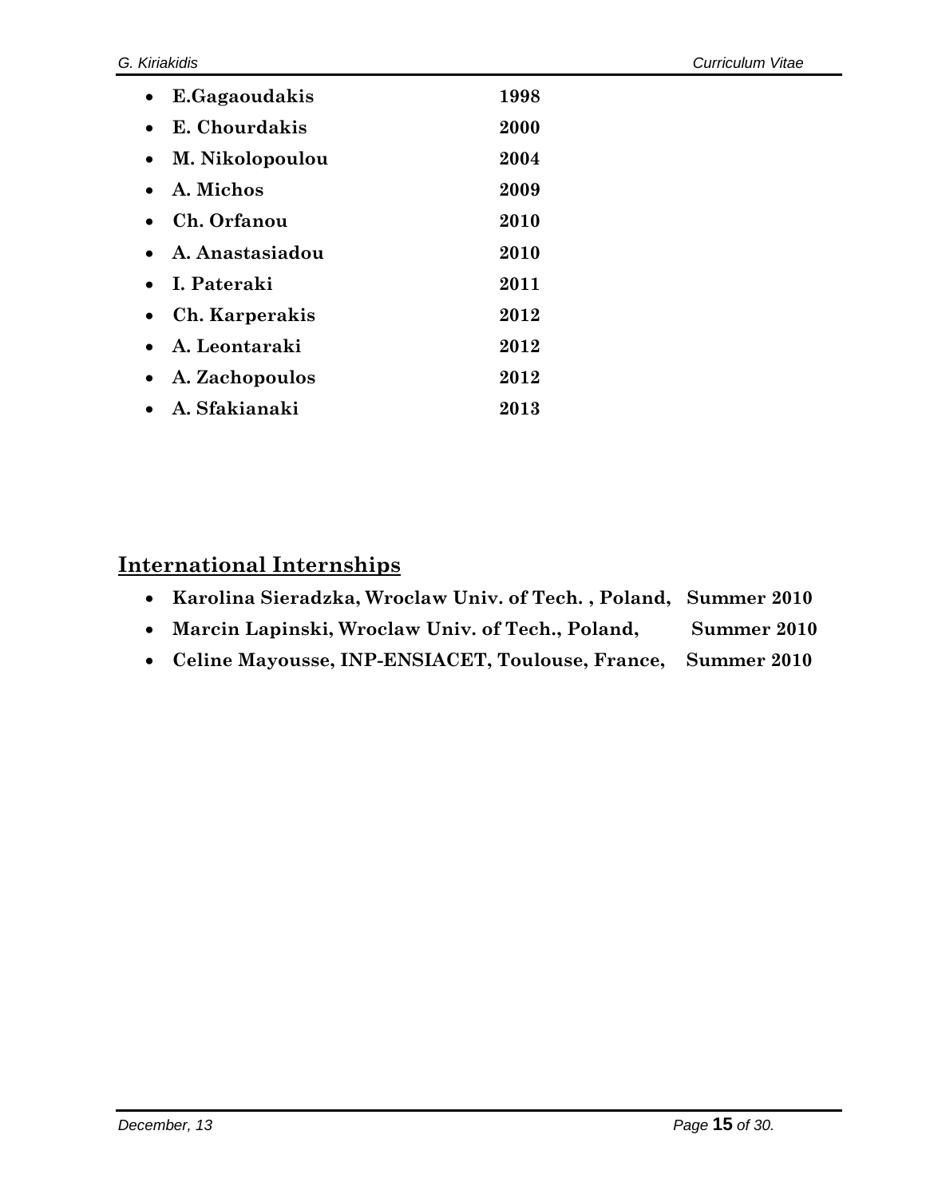- **E.Gagaoudakis** **1998**
- **E. Chourdakis** **2000**
- **M. Nikolopoulou** **2004**
- **A. Michos** **2009**
- **Ch. Orfanou** **2010**
- **A. Anastasiadou** **2010**
- **I. Pateraki** **2011**
- **Ch. Karperakis** **2012**
- **A. Leontaraki** **2012**
- **A. Zachopoulos** **2012**
- **A. Sfakianaki** **2013**

## International Internships

- **Karolina Sieradzka, Wroclaw Univ. of Tech. , Poland, Summer 2010**
- **Marcin Lapinski, Wroclaw Univ. of Tech., Poland, Summer 2010**
- **Celine Mayousse, INP-ENSIACET, Toulouse, France, Summer 2010**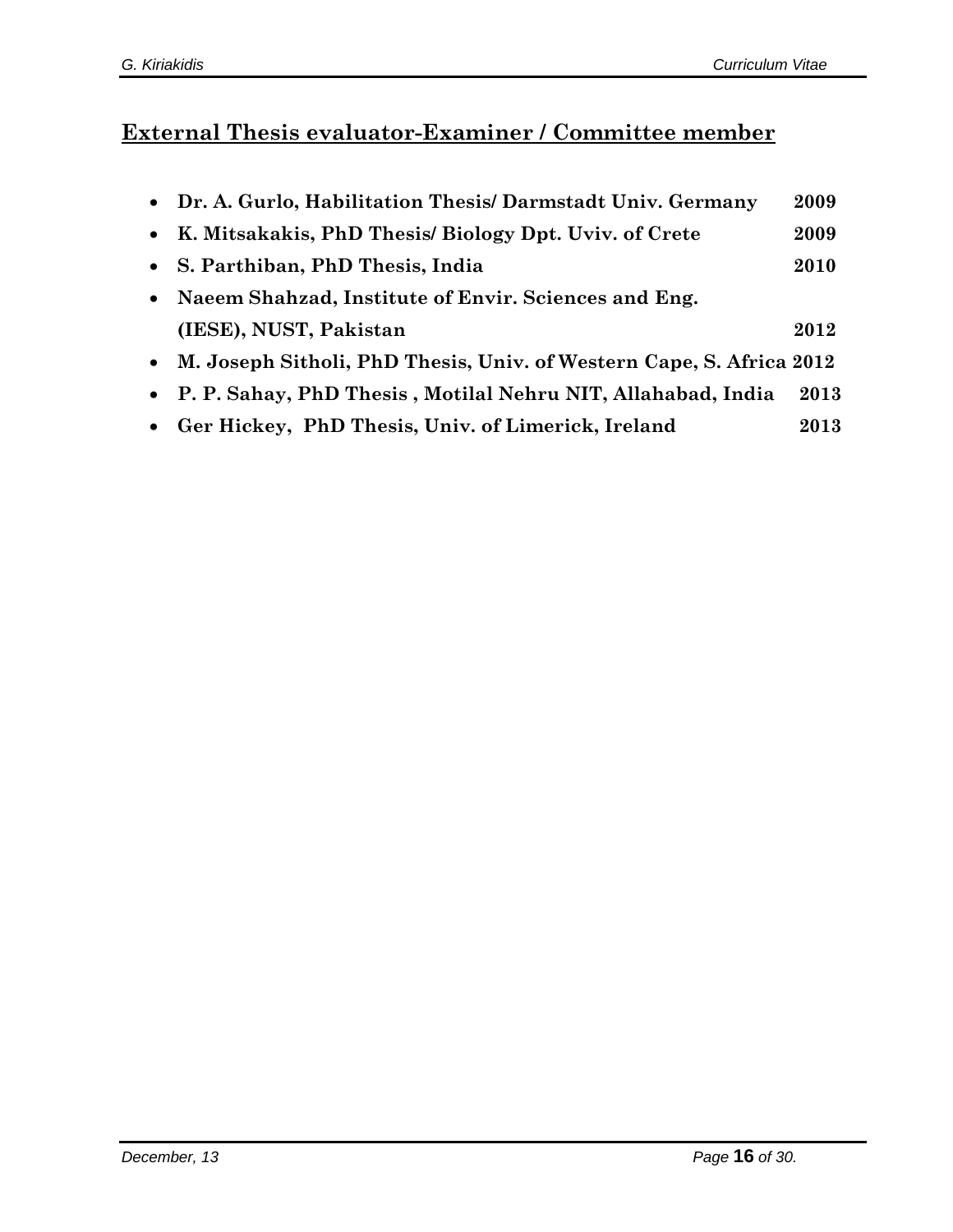## External Thesis evaluator-Examiner / Committee member

- **Dr. A. Gurlo, Habilitation Thesis/ Darmstadt Univ. Germany 2009**
- **K. Mitsakakis, PhD Thesis/ Biology Dpt. Uviv. of Crete 2009**
- **S. Parthiban, PhD Thesis, India 2010**
- **Naeem Shahzad, Institute of Envir. Sciences and Eng. (IESE), NUST, Pakistan 2012**
- **M. Joseph Sitholi, PhD Thesis, Univ. of Western Cape, S. Africa 2012**
- **P. P. Sahay, PhD Thesis , Motilal Nehru NIT, Allahabad, India 2013**
- **Ger Hickey, PhD Thesis, Univ. of Limerick, Ireland 2013**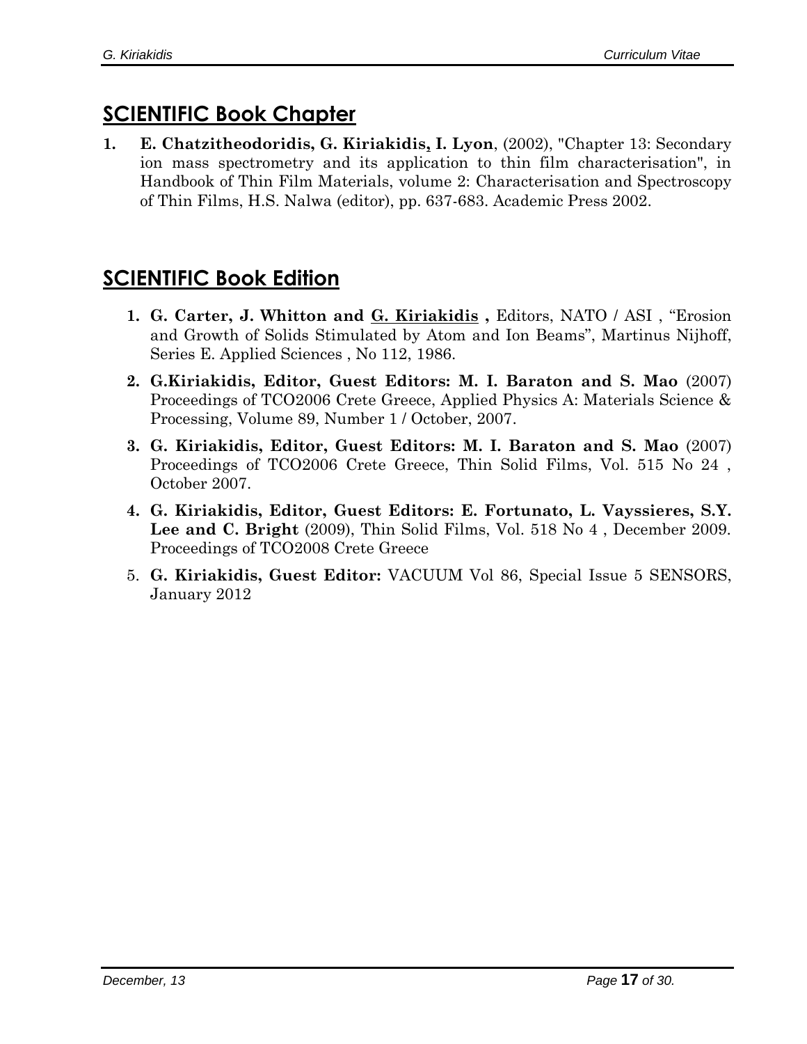## SCIENTIFIC Book Chapter

1. **E. Chatzitheodoridis, G. Kiriakidis, I. Lyon**, (2002), "Chapter 13: Secondary ion mass spectrometry and its application to thin film characterisation", in Handbook of Thin Film Materials, volume 2: Characterisation and Spectroscopy of Thin Films, H.S. Nalwa (editor), pp. 637-683. Academic Press 2002.

## SCIENTIFIC Book Edition

1. **G. Carter, J. Whitton and G. Kiriakidis ,** Editors, NATO / ASI , "Erosion and Growth of Solids Stimulated by Atom and Ion Beams", Martinus Nijhoff, Series E. Applied Sciences , No 112, 1986.
2. **G.Kiriakidis, Editor, Guest Editors: M. I. Baraton and S. Mao** (2007) Proceedings of TCO2006 Crete Greece, Applied Physics A: Materials Science & Processing, Volume 89, Number 1 / October, 2007.
3. **G. Kiriakidis, Editor, Guest Editors: M. I. Baraton and S. Mao** (2007) Proceedings of TCO2006 Crete Greece, Thin Solid Films, Vol. 515 No 24 , October 2007.
4. **G. Kiriakidis, Editor, Guest Editors: E. Fortunato, L. Vayssieres, S.Y. Lee and C. Bright** (2009), Thin Solid Films, Vol. 518 No 4 , December 2009. Proceedings of TCO2008 Crete Greece
5. **G. Kiriakidis, Guest Editor:** VACUUM Vol 86, Special Issue 5 SENSORS, January 2012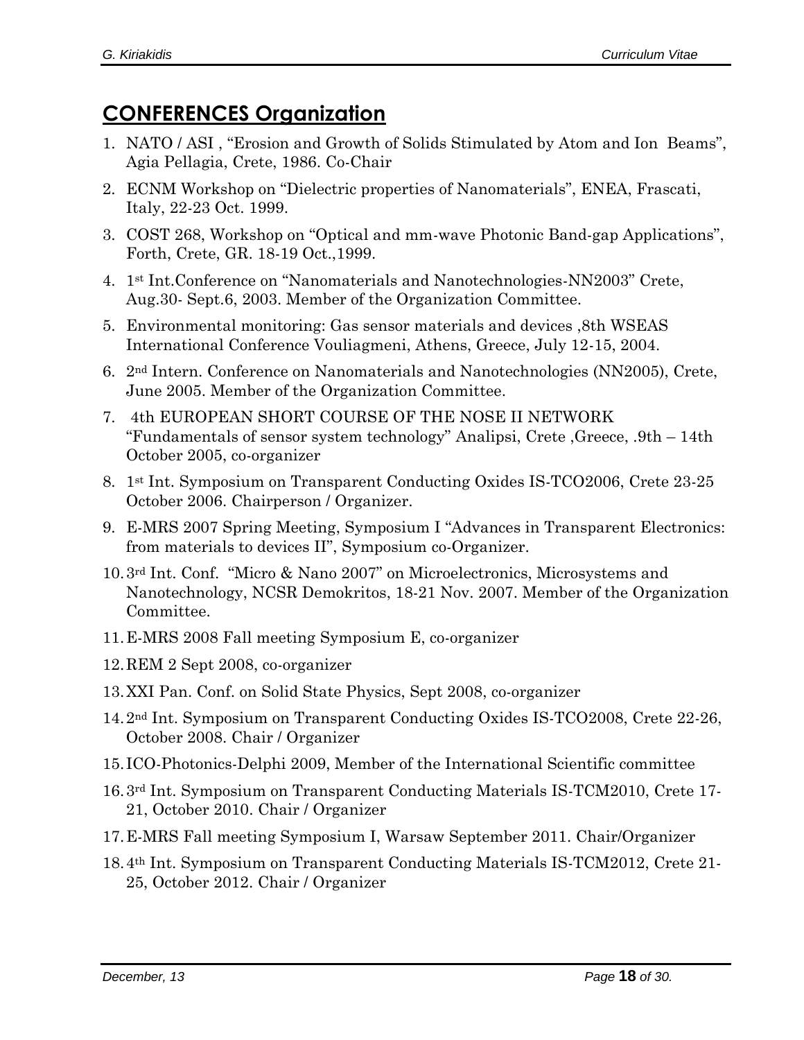## CONFERENCES Organization

1. NATO / ASI , "Erosion and Growth of Solids Stimulated by Atom and Ion Beams", Agia Pellagia, Crete, 1986. Co-Chair
2. ECNM Workshop on "Dielectric properties of Nanomaterials", ENEA, Frascati, Italy, 22-23 Oct. 1999.
3. COST 268, Workshop on "Optical and mm-wave Photonic Band-gap Applications", Forth, Crete, GR. 18-19 Oct.,1999.
4. 1st Int.Conference on "Nanomaterials and Nanotechnologies-NN2003" Crete, Aug.30- Sept.6, 2003. Member of the Organization Committee.
5. Environmental monitoring: Gas sensor materials and devices ,8th WSEAS International Conference Vouliagmeni, Athens, Greece, July 12-15, 2004.
6. 2nd Intern. Conference on Nanomaterials and Nanotechnologies (NN2005), Crete, June 2005. Member of the Organization Committee.
7. 4th EUROPEAN SHORT COURSE OF THE NOSE II NETWORK "Fundamentals of sensor system technology" Analipsi, Crete ,Greece, .9th – 14th October 2005, co-organizer
8. 1st Int. Symposium on Transparent Conducting Oxides IS-TCO2006, Crete 23-25 October 2006. Chairperson / Organizer.
9. E-MRS 2007 Spring Meeting, Symposium I "Advances in Transparent Electronics: from materials to devices II", Symposium co-Organizer.
10. 3rd Int. Conf. "Micro & Nano 2007" on Microelectronics, Microsystems and Nanotechnology, NCSR Demokritos, 18-21 Nov. 2007. Member of the Organization Committee.
11. E-MRS 2008 Fall meeting Symposium E, co-organizer
12. REM 2 Sept 2008, co-organizer
13. XXI Pan. Conf. on Solid State Physics, Sept 2008, co-organizer
14. 2nd Int. Symposium on Transparent Conducting Oxides IS-TCO2008, Crete 22-26, October 2008. Chair / Organizer
15. ICO-Photonics-Delphi 2009, Member of the International Scientific committee
16. 3rd Int. Symposium on Transparent Conducting Materials IS-TCM2010, Crete 17-21, October 2010. Chair / Organizer
17. E-MRS Fall meeting Symposium I, Warsaw September 2011. Chair/Organizer
18. 4th Int. Symposium on Transparent Conducting Materials IS-TCM2012, Crete 21-25, October 2012. Chair / Organizer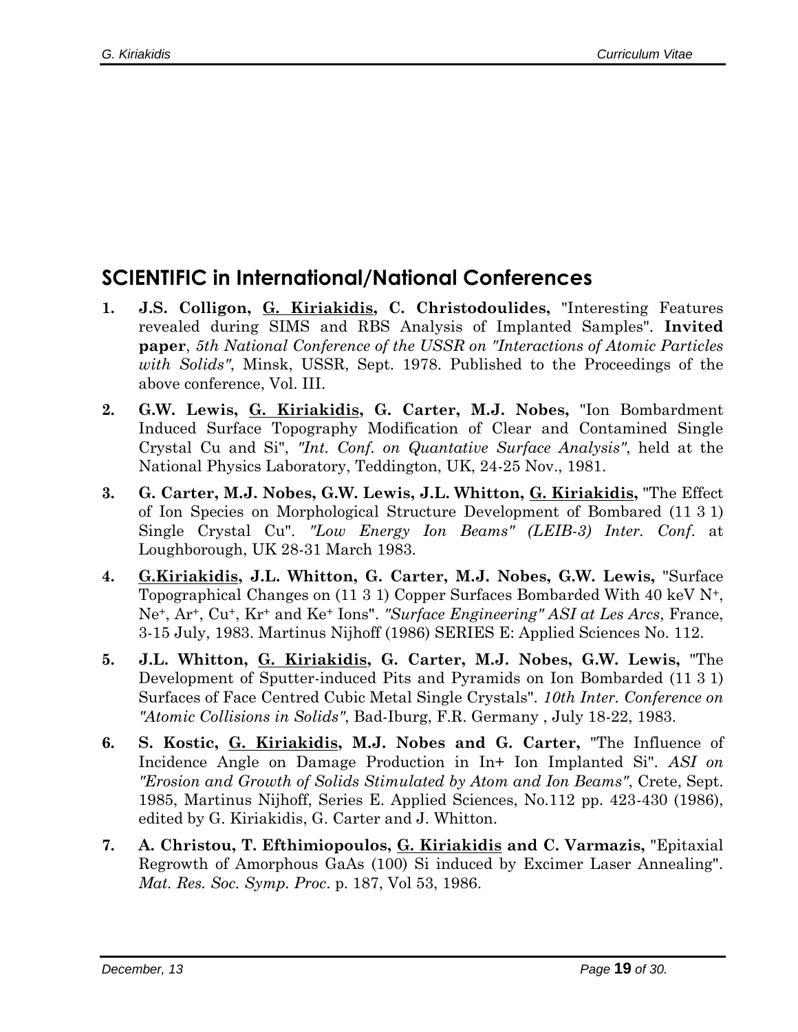## SCIENTIFIC in International/National Conferences

1. **J.S. Colligon, <u>G. Kiriakidis</u>, C. Christodoulides,** "Interesting Features revealed during SIMS and RBS Analysis of Implanted Samples". **Invited paper**, *5th National Conference of the USSR on "Interactions of Atomic Particles with Solids"*, Minsk, USSR, Sept. 1978. Published to the Proceedings of the above conference, Vol. III.

2. **G.W. Lewis, <u>G. Kiriakidis</u>, G. Carter, M.J. Nobes,** "Ion Bombardment Induced Surface Topography Modification of Clear and Contamined Single Crystal Cu and Si", *"Int. Conf. on Quantative Surface Analysis"*, held at the National Physics Laboratory, Teddington, UK, 24-25 Nov., 1981.

3. **G. Carter, M.J. Nobes, G.W. Lewis, J.L. Whitton, <u>G. Kiriakidis</u>,** "The Effect of Ion Species on Morphological Structure Development of Bombared (11 3 1) Single Crystal Cu". *"Low Energy Ion Beams" (LEIB-3) Inter. Conf.* at Loughborough, UK 28-31 March 1983.

4. **<u>G.Kiriakidis</u>, J.L. Whitton, G. Carter, M.J. Nobes, G.W. Lewis,** "Surface Topographical Changes on (11 3 1) Copper Surfaces Bombarded With 40 keV $N^+$, $Ne^+$, $Ar^+$, $Cu^+$, $Kr^+$ and $Ke^+$ Ions". *"Surface Engineering" ASI at Les Arcs*, France, 3-15 July, 1983. Martinus Nijhoff (1986) SERIES E: Applied Sciences No. 112.

5. **J.L. Whitton, <u>G. Kiriakidis</u>, G. Carter, M.J. Nobes, G.W. Lewis,** "The Development of Sputter-induced Pits and Pyramids on Ion Bombarded (11 3 1) Surfaces of Face Centred Cubic Metal Single Crystals". *10th Inter. Conference on "Atomic Collisions in Solids"*, Bad-Iburg, F.R. Germany , July 18-22, 1983.

6. **S. Kostic, <u>G. Kiriakidis</u>, M.J. Nobes and G. Carter,** "The Influence of Incidence Angle on Damage Production in In+ Ion Implanted Si". *ASI on "Erosion and Growth of Solids Stimulated by Atom and Ion Beams"*, Crete, Sept. 1985, Martinus Nijhoff, Series E. Applied Sciences, No.112 pp. 423-430 (1986), edited by G. Kiriakidis, G. Carter and J. Whitton.

7. **A. Christou, T. Efthimiopoulos, <u>G. Kiriakidis</u> and C. Varmazis,** "Epitaxial Regrowth of Amorphous GaAs (100) Si induced by Excimer Laser Annealing". *Mat. Res. Soc. Symp. Proc*. p. 187, Vol 53, 1986.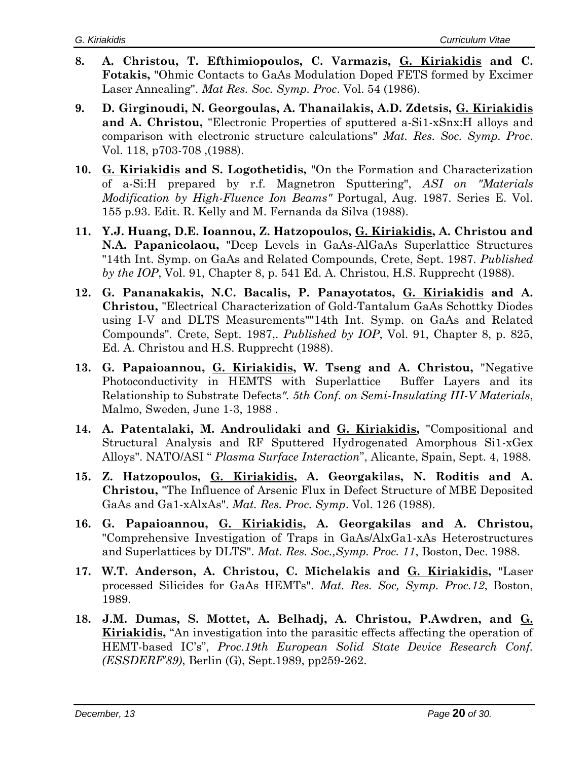8. **A. Christou, T. Efthimiopoulos, C. Varmazis, G. Kiriakidis and C. Fotakis,** "Ohmic Contacts to GaAs Modulation Doped FETS formed by Excimer Laser Annealing". *Mat Res. Soc. Symp. Proc*. Vol. 54 (1986).

9. **D. Girginoudi, N. Georgoulas, A. Thanailakis, A.D. Zdetsis, G. Kiriakidis and A. Christou,** "Electronic Properties of sputtered a-Si1-xSnx:H alloys and comparison with electronic structure calculations" *Mat. Res. Soc. Symp. Proc*. Vol. 118, p703-708 ,(1988).

10. **G. Kiriakidis and S. Logothetidis,** "On the Formation and Characterization of a-Si:H prepared by r.f. Magnetron Sputtering", *ASI on "Materials Modification by High-Fluence Ion Beams"* Portugal, Aug. 1987. Series E. Vol. 155 p.93. Edit. R. Kelly and M. Fernanda da Silva (1988).

11. **Y.J. Huang, D.E. Ioannou, Z. Hatzopoulos, G. Kiriakidis, A. Christou and N.A. Papanicolaou,** "Deep Levels in GaAs-AlGaAs Superlattice Structures "14th Int. Symp. on GaAs and Related Compounds, Crete, Sept. 1987. *Published by the IOP*, Vol. 91, Chapter 8, p. 541 Ed. A. Christou, H.S. Rupprecht (1988).

12. **G. Pananakakis, N.C. Bacalis, P. Panayotatos, G. Kiriakidis and A. Christou,** "Electrical Characterization of Gold-Tantalum GaAs Schottky Diodes using I-V and DLTS Measurements""14th Int. Symp. on GaAs and Related Compounds". Crete, Sept. 1987,. *Published by IOP*, Vol. 91, Chapter 8, p. 825, Ed. A. Christou and H.S. Rupprecht (1988).

13. **G. Papaioannou, G. Kiriakidis, W. Tseng and A. Christou,** "Negative Photoconductivity in HEMTS with Superlattice Buffer Layers and its Relationship to Substrate Defects*". 5th Conf. on Semi-Insulating III-V Materials*, Malmo, Sweden, June 1-3, 1988 .

14. **A. Patentalaki, M. Androulidaki and G. Kiriakidis,** "Compositional and Structural Analysis and RF Sputtered Hydrogenated Amorphous Si1-xGex Alloys". NATO/ASI " *Plasma Surface Interaction*", Alicante, Spain, Sept. 4, 1988.

15. **Z. Hatzopoulos, G. Kiriakidis, A. Georgakilas, N. Roditis and A. Christou,** "The Influence of Arsenic Flux in Defect Structure of MBE Deposited GaAs and Ga1-xAlxAs". *Mat. Res. Proc. Symp*. Vol. 126 (1988).

16. **G. Papaioannou, G. Kiriakidis, A. Georgakilas and A. Christou,** "Comprehensive Investigation of Traps in GaAs/AlxGa1-xAs Heterostructures and Superlattices by DLTS". *Mat. Res. Soc.,Symp. Proc. 11*, Boston, Dec. 1988.

17. **W.T. Anderson, A. Christou, C. Michelakis and G. Kiriakidis,** "Laser processed Silicides for GaAs HEMTs". *Mat. Res. Soc, Symp. Proc.12*, Boston, 1989.

18. **J.M. Dumas, S. Mottet, A. Belhadj, A. Christou, P.Awdren, and G. Kiriakidis,** "An investigation into the parasitic effects affecting the operation of HEMT-based IC's", *Proc.19th European Solid State Device Research Conf. (ESSDERF'89)*, Berlin (G), Sept.1989, pp259-262.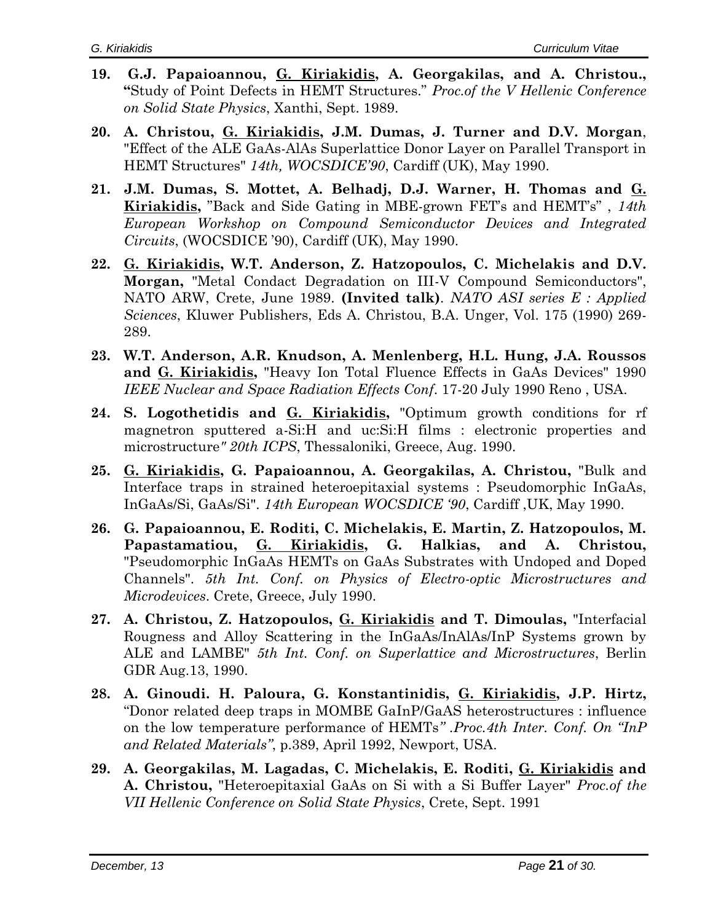19. **G.J. Papaioannou, <u>G. Kiriakidis</u>, A. Georgakilas, and A. Christou., "**Study of Point Defects in HEMT Structures." *Proc.of the V Hellenic Conference on Solid State Physics*, Xanthi, Sept. 1989.

20. **A. Christou, <u>G. Kiriakidis</u>, J.M. Dumas, J. Turner and D.V. Morgan**, "Effect of the ALE GaAs-AlAs Superlattice Donor Layer on Parallel Transport in HEMT Structures" *14th, WOCSDICE'90*, Cardiff (UK), May 1990.

21. **J.M. Dumas, S. Mottet, A. Belhadj, D.J. Warner, H. Thomas and <u>G. Kiriakidis</u>,** "Back and Side Gating in MBE-grown FET's and HEMT's" , *14th European Workshop on Compound Semiconductor Devices and Integrated Circuits*, (WOCSDICE '90), Cardiff (UK), May 1990.

22. **<u>G. Kiriakidis</u>, W.T. Anderson, Z. Hatzopoulos, C. Michelakis and D.V. Morgan,** "Metal Condact Degradation on III-V Compound Semiconductors", NATO ARW, Crete, June 1989. **(Invited talk)**. *NATO ASI series E : Applied Sciences*, Kluwer Publishers, Eds A. Christou, B.A. Unger, Vol. 175 (1990) 269-289.

23. **W.T. Anderson, A.R. Knudson, A. Menlenberg, H.L. Hung, J.A. Roussos and <u>G. Kiriakidis</u>,** "Heavy Ion Total Fluence Effects in GaAs Devices" 1990 *IEEE Nuclear and Space Radiation Effects Conf*. 17-20 July 1990 Reno , USA.

24. **S. Logothetidis and <u>G. Kiriakidis</u>,** "Optimum growth conditions for rf magnetron sputtered a-Si:H and uc:Si:H films : electronic properties and microstructure*" 20th ICPS*, Thessaloniki, Greece, Aug. 1990.

25. **<u>G. Kiriakidis</u>, G. Papaioannou, A. Georgakilas, A. Christou,** "Bulk and Interface traps in strained heteroepitaxial systems : Pseudomorphic InGaAs, InGaAs/Si, GaAs/Si". *14th European WOCSDICE '90*, Cardiff ,UK, May 1990.

26. **G. Papaioannou, E. Roditi, C. Michelakis, E. Martin, Z. Hatzopoulos, M. Papastamatiou, <u>G. Kiriakidis</u>, G. Halkias, and A. Christou,** "Pseudomorphic InGaAs HEMTs on GaAs Substrates with Undoped and Doped Channels". *5th Int. Conf. on Physics of Electro-optic Microstructures and Microdevices*. Crete, Greece, July 1990.

27. **A. Christou, Z. Hatzopoulos, <u>G. Kiriakidis</u> and T. Dimoulas,** "Interfacial Rougness and Alloy Scattering in the InGaAs/InAlAs/InP Systems grown by ALE and LAMBE" *5th Int. Conf. on Superlattice and Microstructures*, Berlin GDR Aug.13, 1990.

28. **A. Ginoudi. H. Paloura, G. Konstantinidis, <u>G. Kiriakidis</u>, J.P. Hirtz,** "Donor related deep traps in MOMBE GaInP/GaAS heterostructures : influence on the low temperature performance of HEMTs*" .Proc.4th Inter. Conf. On "InP and Related Materials"*, p.389, April 1992, Newport, USA.

29. **A. Georgakilas, M. Lagadas, C. Michelakis, E. Roditi, <u>G. Kiriakidis</u> and A. Christou,** "Heteroepitaxial GaAs on Si with a Si Buffer Layer" *Proc.of the VII Hellenic Conference on Solid State Physics*, Crete, Sept. 1991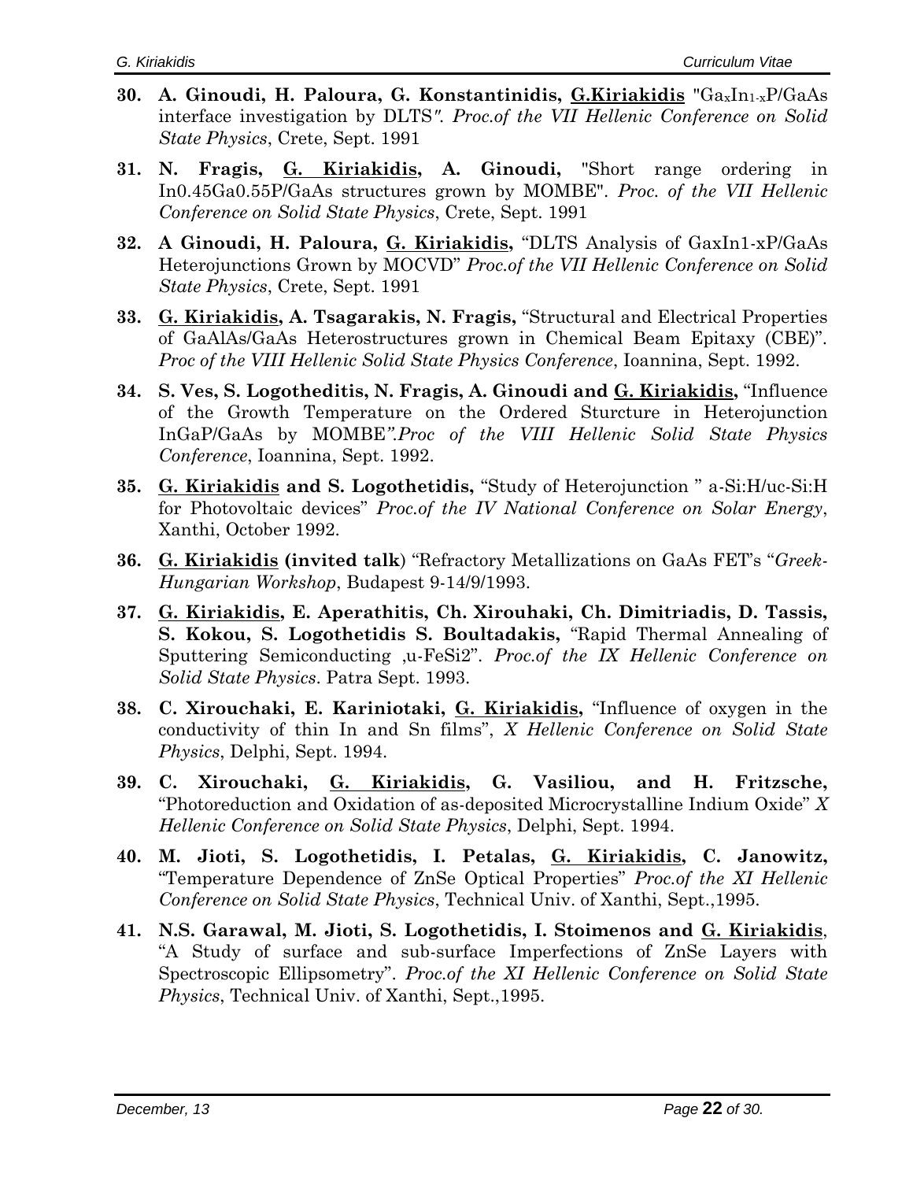30. **A. Ginoudi, H. Paloura, G. Konstantinidis, G.Kiriakidis** "$Ga_xIn_{1-x}P/GaAs$ interface investigation by DLTS*". Proc.of the VII Hellenic Conference on Solid State Physics*, Crete, Sept. 1991

31. **N. Fragis, G. Kiriakidis, A. Ginoudi,** "Short range ordering in In0.45Ga0.55P/GaAs structures grown by MOMBE". *Proc. of the VII Hellenic Conference on Solid State Physics*, Crete, Sept. 1991

32. **A Ginoudi, H. Paloura, G. Kiriakidis,** "DLTS Analysis of GaxIn1-xP/GaAs Heterojunctions Grown by MOCVD" *Proc.of the VII Hellenic Conference on Solid State Physics*, Crete, Sept. 1991

33. **G. Kiriakidis, A. Tsagarakis, N. Fragis,** "Structural and Electrical Properties of GaAlAs/GaAs Heterostructures grown in Chemical Beam Epitaxy (CBE)". *Proc of the VIII Hellenic Solid State Physics Conference*, Ioannina, Sept. 1992.

34. **S. Ves, S. Logotheditis, N. Fragis, A. Ginoudi and G. Kiriakidis,** "Influence of the Growth Temperature on the Ordered Sturcture in Heterojunction InGaP/GaAs by MOMBE*".Proc of the VIII Hellenic Solid State Physics Conference*, Ioannina, Sept. 1992.

35. **G. Kiriakidis and S. Logothetidis,** "Study of Heterojunction " a-Si:H/uc-Si:H for Photovoltaic devices" *Proc.of the IV National Conference on Solar Energy*, Xanthi, October 1992.

36. **G. Kiriakidis (invited talk**) "Refractory Metallizations on GaAs FET's "*Greek-Hungarian Workshop*, Budapest 9-14/9/1993.

37. **G. Kiriakidis, E. Aperathitis, Ch. Xirouhaki, Ch. Dimitriadis, D. Tassis, S. Kokou, S. Logothetidis S. Boultadakis,** "Rapid Thermal Annealing of Sputtering Semiconducting ,u-FeSi2". *Proc.of the IX Hellenic Conference on Solid State Physics*. Patra Sept. 1993.

38. **C. Xirouchaki, E. Kariniotaki, G. Kiriakidis,** "Influence of oxygen in the conductivity of thin In and Sn films", *X Hellenic Conference on Solid State Physics*, Delphi, Sept. 1994.

39. **C. Xirouchaki, G. Kiriakidis, G. Vasiliou, and H. Fritzsche,** "Photoreduction and Oxidation of as-deposited Microcrystalline Indium Oxide" *X Hellenic Conference on Solid State Physics*, Delphi, Sept. 1994.

40. **M. Jioti, S. Logothetidis, I. Petalas, G. Kiriakidis, C. Janowitz,** "Temperature Dependence of ZnSe Optical Properties" *Proc.of the XI Hellenic Conference on Solid State Physics*, Technical Univ. of Xanthi, Sept.,1995.

41. **N.S. Garawal, M. Jioti, S. Logothetidis, I. Stoimenos and G. Kiriakidis**, "A Study of surface and sub-surface Imperfections of ZnSe Layers with Spectroscopic Ellipsometry". *Proc.of the XI Hellenic Conference on Solid State Physics*, Technical Univ. of Xanthi, Sept.,1995.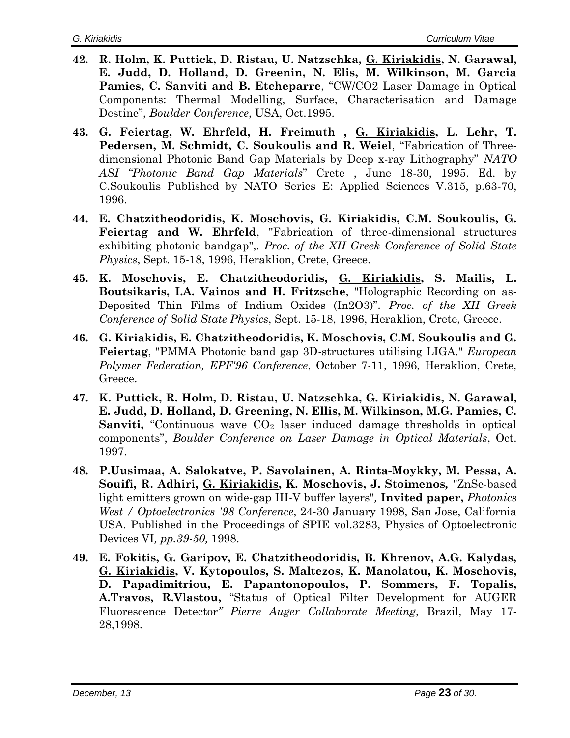42. **R. Holm, K. Puttick, D. Ristau, U. Natzschka, <u>G. Kiriakidis</u>, N. Garawal, E. Judd, D. Holland, D. Greenin, N. Elis, M. Wilkinson, M. Garcia Pamies, C. Sanviti and B. Etcheparre**, “CW/CO2 Laser Damage in Optical Components: Thermal Modelling, Surface, Characterisation and Damage Destine”, *Boulder Conference*, USA, Oct.1995.

43. **G. Feiertag, W. Ehrfeld, H. Freimuth , <u>G. Kiriakidis</u>, L. Lehr, T. Pedersen, M. Schmidt, C. Soukoulis and R. Weiel**, “Fabrication of Three-dimensional Photonic Band Gap Materials by Deep x-ray Lithography” *NATO ASI “Photonic Band Gap Materials*” Crete , June 18-30, 1995. Ed. by C.Soukoulis Published by NATO Series E: Applied Sciences V.315, p.63-70, 1996.

44. **E. Chatzitheodoridis, K. Moschovis, <u>G. Kiriakidis</u>, C.M. Soukoulis, G. Feiertag and W. Ehrfeld**, "Fabrication of three-dimensional structures exhibiting photonic bandgap",. *Proc. of the XII Greek Conference of Solid State Physics*, Sept. 15-18, 1996, Heraklion, Crete, Greece.

45. **K. Moschovis, E. Chatzitheodoridis, <u>G. Kiriakidis</u>, S. Mailis, L. Boutsikaris, I.A. Vainos and H. Fritzsche**, "Holographic Recording on as-Deposited Thin Films of Indium Oxides (In2O3)". *Proc. of the XII Greek Conference of Solid State Physics*, Sept. 15-18, 1996, Heraklion, Crete, Greece.

46. **<u>G. Kiriakidis</u>, E. Chatzitheodoridis, K. Moschovis, C.M. Soukoulis and G. Feiertag**, "PMMA Photonic band gap 3D-structures utilising LIGA." *European Polymer Federation, EPF‘96 Conference*, October 7-11, 1996, Heraklion, Crete, Greece.

47. **K. Puttick, R. Holm, D. Ristau, U. Natzschka, <u>G. Kiriakidis</u>, N. Garawal, E. Judd, D. Holland, D. Greening, N. Ellis, M. Wilkinson, M.G. Pamies, C. Sanviti,** “Continuous wave $CO_2$ laser induced damage thresholds in optical components”, *Boulder Conference on Laser Damage in Optical Materials*, Oct. 1997.

48. **P.Uusimaa, A. Salokatve, P. Savolainen, A. Rinta-Moykky, M. Pessa, A. Souifi, R. Adhiri, <u>G. Kiriakidis</u>, K. Moschovis, J. Stoimenos***,* "ZnSe-based light emitters grown on wide-gap III-V buffer layers"*,* **Invited paper,** *Photonics West / Optoelectronics '98 Conference*, 24-30 January 1998, San Jose, California USA. Published in the Proceedings of SPIE vol.3283, Physics of Optoelectronic Devices VI*, pp.39-50,* 1998.

49. **E. Fokitis, G. Garipov, E. Chatzitheodoridis, B. Khrenov, A.G. Kalydas, <u>G. Kiriakidis</u>, V. Kytopoulos, S. Maltezos, K. Manolatou, K. Moschovis, D. Papadimitriou, E. Papantonopoulos, P. Sommers, F. Topalis, A.Travos, R.Vlastou,** “Status of Optical Filter Development for AUGER Fluorescence Detector*” Pierre Auger Collaborate Meeting*, Brazil, May 17-28,1998.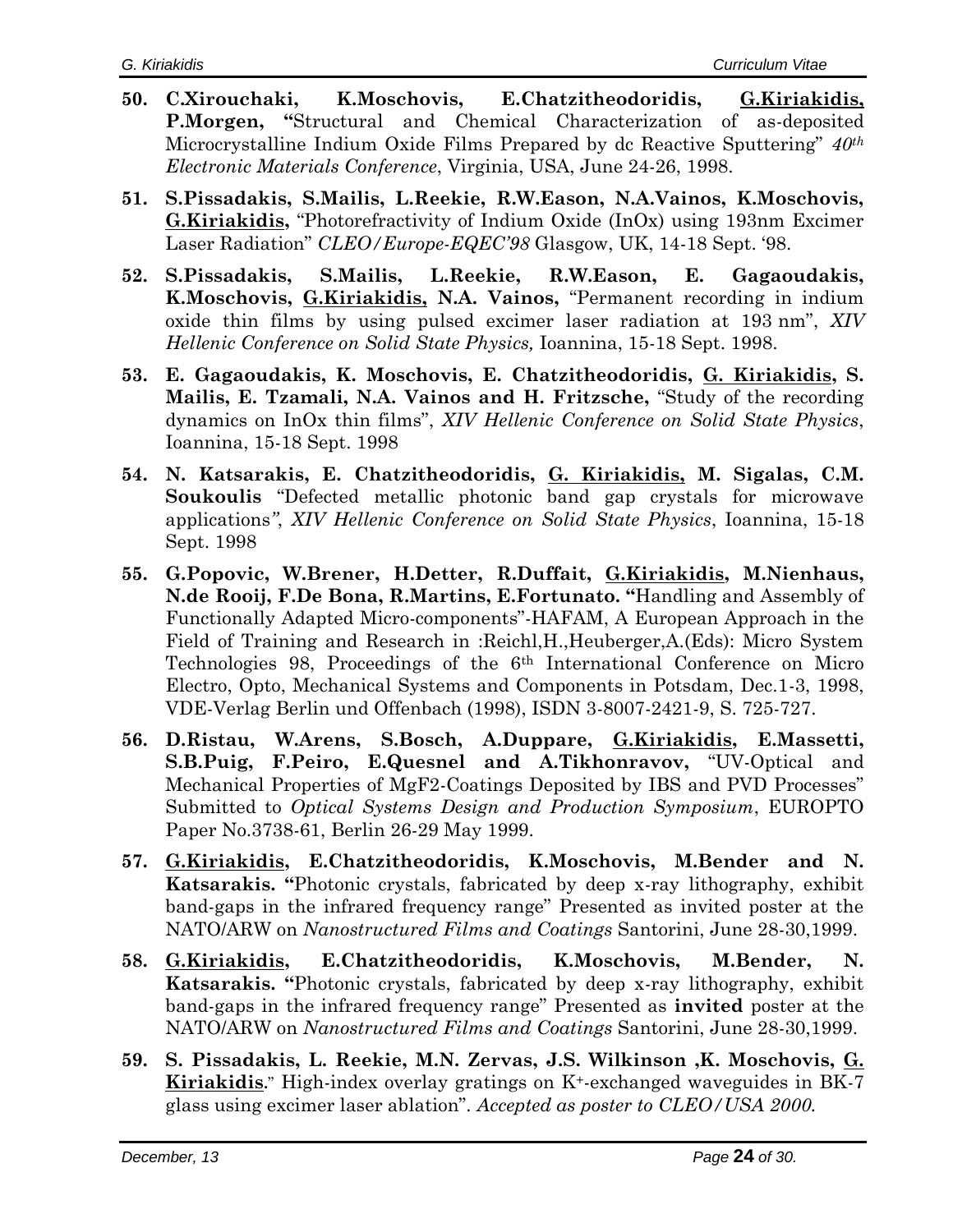50. **C.Xirouchaki, K.Moschovis, E.Chatzitheodoridis, <u>G.Kiriakidis,</u> P.Morgen, "**Structural and Chemical Characterization of as-deposited Microcrystalline Indium Oxide Films Prepared by dc Reactive Sputtering" *40th Electronic Materials Conference*, Virginia, USA, June 24-26, 1998.

51. **S.Pissadakis, S.Mailis, L.Reekie, R.W.Eason, N.A.Vainos, K.Moschovis, <u>G.Kiriakidis,</u>** "Photorefractivity of Indium Oxide (InOx) using 193nm Excimer Laser Radiation" *CLEO/Europe-EQEC'98* Glasgow, UK, 14-18 Sept. '98.

52. **S.Pissadakis, S.Mailis, L.Reekie, R.W.Eason, E. Gagaoudakis, K.Moschovis, <u>G.Kiriakidis,</u> N.A. Vainos,** "Permanent recording in indium oxide thin films by using pulsed excimer laser radiation at 193 nm", *XIV Hellenic Conference on Solid State Physics,* Ioannina, 15-18 Sept. 1998.

53. **E. Gagaoudakis, K. Moschovis, E. Chatzitheodoridis, <u>G. Kiriakidis</u>, S. Mailis, E. Tzamali, N.A. Vainos and H. Fritzsche,** "Study of the recording dynamics on InOx thin films", *XIV Hellenic Conference on Solid State Physics*, Ioannina, 15-18 Sept. 1998

54. **N. Katsarakis, E. Chatzitheodoridis, <u>G. Kiriakidis,</u> M. Sigalas, C.M. Soukoulis** "Defected metallic photonic band gap crystals for microwave applications*", XIV Hellenic Conference on Solid State Physics*, Ioannina, 15-18 Sept. 1998

55. **G.Popovic, W.Brener, H.Detter, R.Duffait, <u>G.Kiriakidis</u>, M.Nienhaus, N.de Rooij, F.De Bona, R.Martins, E.Fortunato. "**Handling and Assembly of Functionally Adapted Micro-components"-HAFAM, A European Approach in the Field of Training and Research in :Reichl,H.,Heuberger,A.(Eds): Micro System Technologies 98, Proceedings of the 6th International Conference on Micro Electro, Opto, Mechanical Systems and Components in Potsdam, Dec.1-3, 1998, VDE-Verlag Berlin und Offenbach (1998), ISDN 3-8007-2421-9, S. 725-727.

56. **D.Ristau, W.Arens, S.Bosch, A.Duppare, <u>G.Kiriakidis</u>, E.Massetti, S.B.Puig, F.Peiro, E.Quesnel and A.Tikhonravov,** "UV-Optical and Mechanical Properties of MgF2-Coatings Deposited by IBS and PVD Processes" Submitted to *Optical Systems Design and Production Symposium*, EUROPTO Paper No.3738-61, Berlin 26-29 May 1999.

57. **<u>G.Kiriakidis</u>, E.Chatzitheodoridis, K.Moschovis, M.Bender and N. Katsarakis. "**Photonic crystals, fabricated by deep x-ray lithography, exhibit band-gaps in the infrared frequency range" Presented as invited poster at the NATO/ARW on *Nanostructured Films and Coatings* Santorini, June 28-30,1999.

58. **<u>G.Kiriakidis</u>, E.Chatzitheodoridis, K.Moschovis, M.Bender, N. Katsarakis. "**Photonic crystals, fabricated by deep x-ray lithography, exhibit band-gaps in the infrared frequency range" Presented as **invited** poster at the NATO/ARW on *Nanostructured Films and Coatings* Santorini, June 28-30,1999.

59. **S. Pissadakis, L. Reekie, M.N. Zervas, J.S. Wilkinson ,K. Moschovis, <u>G. Kiriakidis</u>.**" High-index overlay gratings on $K^+$-exchanged waveguides in BK-7 glass using excimer laser ablation". *Accepted as poster to CLEO/USA 2000.*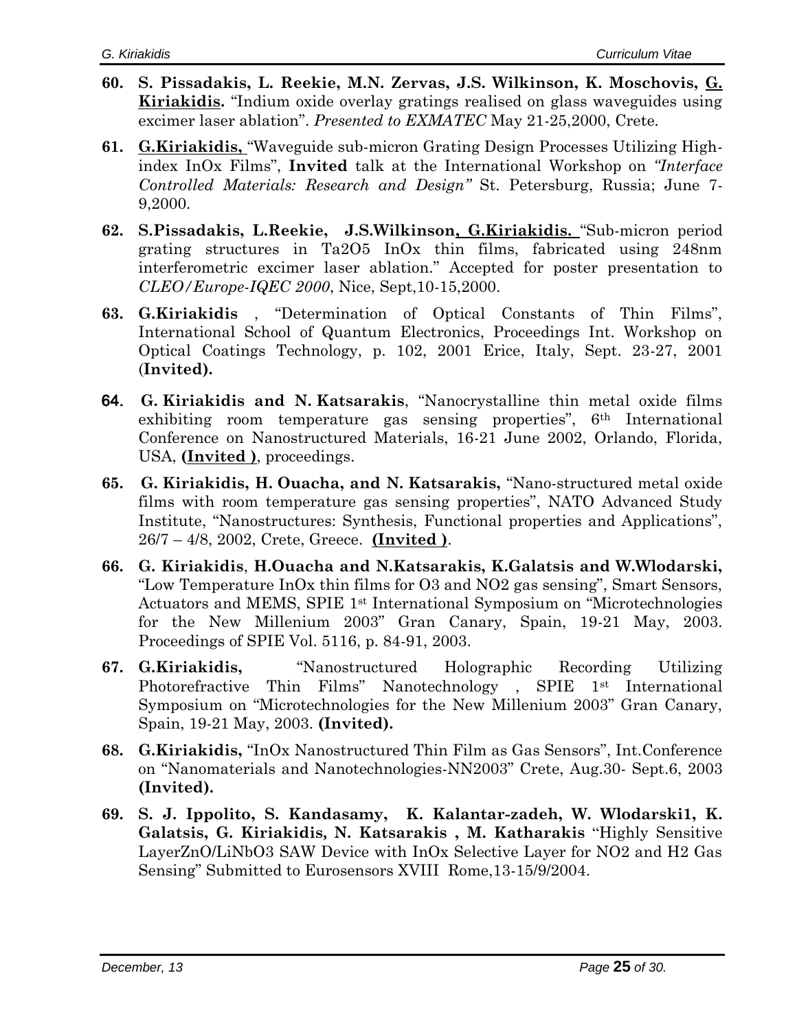60. **S. Pissadakis, L. Reekie, M.N. Zervas, J.S. Wilkinson, K. Moschovis, G. Kiriakidis.** "Indium oxide overlay gratings realised on glass waveguides using excimer laser ablation". *Presented to EXMATEC* May 21-25,2000, Crete.

61. **G.Kiriakidis,** "Waveguide sub-micron Grating Design Processes Utilizing High-index InOx Films", **Invited** talk at the International Workshop on *"Interface Controlled Materials: Research and Design"* St. Petersburg, Russia; June 7-9,2000.

62. **S.Pissadakis, L.Reekie, J.S.Wilkinson, G.Kiriakidis.** "Sub-micron period grating structures in Ta2O5 InOx thin films, fabricated using 248nm interferometric excimer laser ablation." Accepted for poster presentation to *CLEO/Europe-IQEC 2000*, Nice, Sept,10-15,2000.

63. **G.Kiriakidis** , "Determination of Optical Constants of Thin Films", International School of Quantum Electronics, Proceedings Int. Workshop on Optical Coatings Technology, p. 102, 2001 Erice, Italy, Sept. 23-27, 2001 (**Invited).**

64. **G. Kiriakidis and N. Katsarakis**, "Nanocrystalline thin metal oxide films exhibiting room temperature gas sensing properties", 6th International Conference on Nanostructured Materials, 16-21 June 2002, Orlando, Florida, USA, **(Invited )**, proceedings.

65. **G. Kiriakidis, H. Ouacha, and N. Katsarakis,** "Nano-structured metal oxide films with room temperature gas sensing properties", NATO Advanced Study Institute, "Nanostructures: Synthesis, Functional properties and Applications", 26/7 – 4/8, 2002, Crete, Greece. **(Invited )**.

66. **G. Kiriakidis**, **H.Ouacha and N.Katsarakis, K.Galatsis and W.Wlodarski,** "Low Temperature InOx thin films for O3 and NO2 gas sensing", Smart Sensors, Actuators and MEMS, SPIE 1st International Symposium on "Microtechnologies for the New Millenium 2003" Gran Canary, Spain, 19-21 May, 2003. Proceedings of SPIE Vol. 5116, p. 84-91, 2003.

67. **G.Kiriakidis,** "Nanostructured Holographic Recording Utilizing Photorefractive Thin Films" Nanotechnology , SPIE 1st International Symposium on "Microtechnologies for the New Millenium 2003" Gran Canary, Spain, 19-21 May, 2003. **(Invited).**

68. **G.Kiriakidis,** "InOx Nanostructured Thin Film as Gas Sensors", Int.Conference on "Nanomaterials and Nanotechnologies-NN2003" Crete, Aug.30- Sept.6, 2003 **(Invited).**

69. **S. J. Ippolito, S. Kandasamy, K. Kalantar-zadeh, W. Wlodarski1, K. Galatsis, G. Kiriakidis, N. Katsarakis , M. Katharakis** "Highly Sensitive LayerZnO/LiNbO3 SAW Device with InOx Selective Layer for NO2 and H2 Gas Sensing" Submitted to Eurosensors XVIII Rome,13-15/9/2004.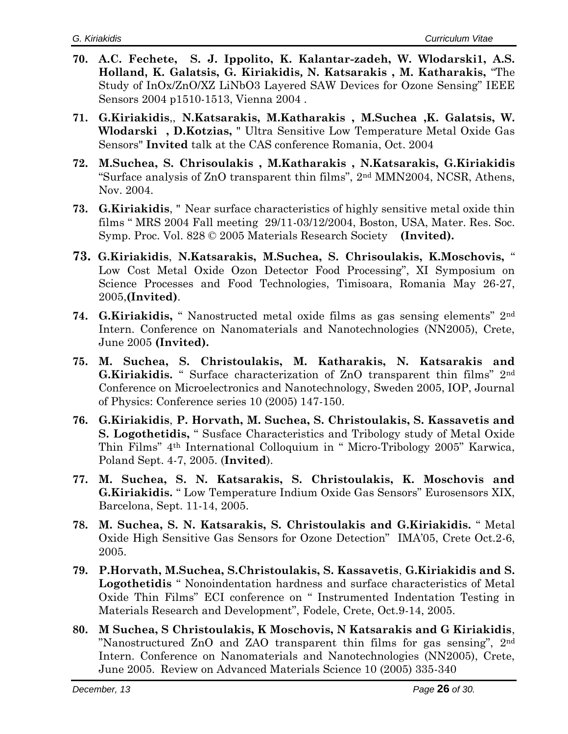70. **A.C. Fechete, S. J. Ippolito, K. Kalantar-zadeh, W. Wlodarski1, A.S. Holland, K. Galatsis, G. Kiriakidis, N. Katsarakis , M. Katharakis,** "The Study of InOx/ZnO/XZ LiNbO3 Layered SAW Devices for Ozone Sensing" IEEE Sensors 2004 p1510-1513, Vienna 2004 .

71. **G.Kiriakidis**,, **N.Katsarakis, M.Katharakis , M.Suchea ,K. Galatsis, W. Wlodarski , D.Kotzias,** " Ultra Sensitive Low Temperature Metal Oxide Gas Sensors" **Invited** talk at the CAS conference Romania, Oct. 2004

72. **M.Suchea, S. Chrisoulakis , M.Katharakis , N.Katsarakis, G.Kiriakidis** "Surface analysis of ZnO transparent thin films", 2nd MMN2004, NCSR, Athens, Nov. 2004.

73. **G.Kiriakidis**, " Near surface characteristics of highly sensitive metal oxide thin films " MRS 2004 Fall meeting 29/11-03/12/2004, Boston, USA, Mater. Res. Soc. Symp. Proc. Vol. 828 © 2005 Materials Research Society **(Invited).**

73. **G.Kiriakidis**, **N.Katsarakis, M.Suchea, S. Chrisoulakis, K.Moschovis,** " Low Cost Metal Oxide Ozon Detector Food Processing", XI Symposium on Science Processes and Food Technologies, Timisoara, Romania May 26-27, 2005,**(Invited)**.

74. **G.Kiriakidis,** " Nanostructed metal oxide films as gas sensing elements" 2nd Intern. Conference on Nanomaterials and Nanotechnologies (NN2005), Crete, June 2005 **(Invited).**

75. **M. Suchea, S. Christoulakis, M. Katharakis, N. Katsarakis and G.Kiriakidis.** " Surface characterization of ZnO transparent thin films" 2nd Conference on Microelectronics and Nanotechnology, Sweden 2005, IOP, Journal of Physics: Conference series 10 (2005) 147-150.

76. **G.Kiriakidis**, **P. Horvath, M. Suchea, S. Christoulakis, S. Kassavetis and S. Logothetidis,** " Susface Characteristics and Tribology study of Metal Oxide Thin Films" 4th International Colloquium in " Micro-Tribology 2005" Karwica, Poland Sept. 4-7, 2005. (**Invited**).

77. **M. Suchea, S. N. Katsarakis, S. Christoulakis, K. Moschovis and G.Kiriakidis.** " Low Temperature Indium Oxide Gas Sensors" Eurosensors XIX, Barcelona, Sept. 11-14, 2005.

78. **M. Suchea, S. N. Katsarakis, S. Christoulakis and G.Kiriakidis.** " Metal Oxide High Sensitive Gas Sensors for Ozone Detection" IMA'05, Crete Oct.2-6, 2005.

79. **P.Horvath, M.Suchea, S.Christoulakis, S. Kassavetis**, **G.Kiriakidis and S. Logothetidis** " Nonoindentation hardness and surface characteristics of Metal Oxide Thin Films" ECI conference on " Instrumented Indentation Testing in Materials Research and Development", Fodele, Crete, Oct.9-14, 2005.

80. **M Suchea, S Christoulakis, K Moschovis, N Katsarakis and G Kiriakidis**, "Nanostructured ZnO and ZAO transparent thin films for gas sensing", 2nd Intern. Conference on Nanomaterials and Nanotechnologies (NN2005), Crete, June 2005. Review on Advanced Materials Science 10 (2005) 335-340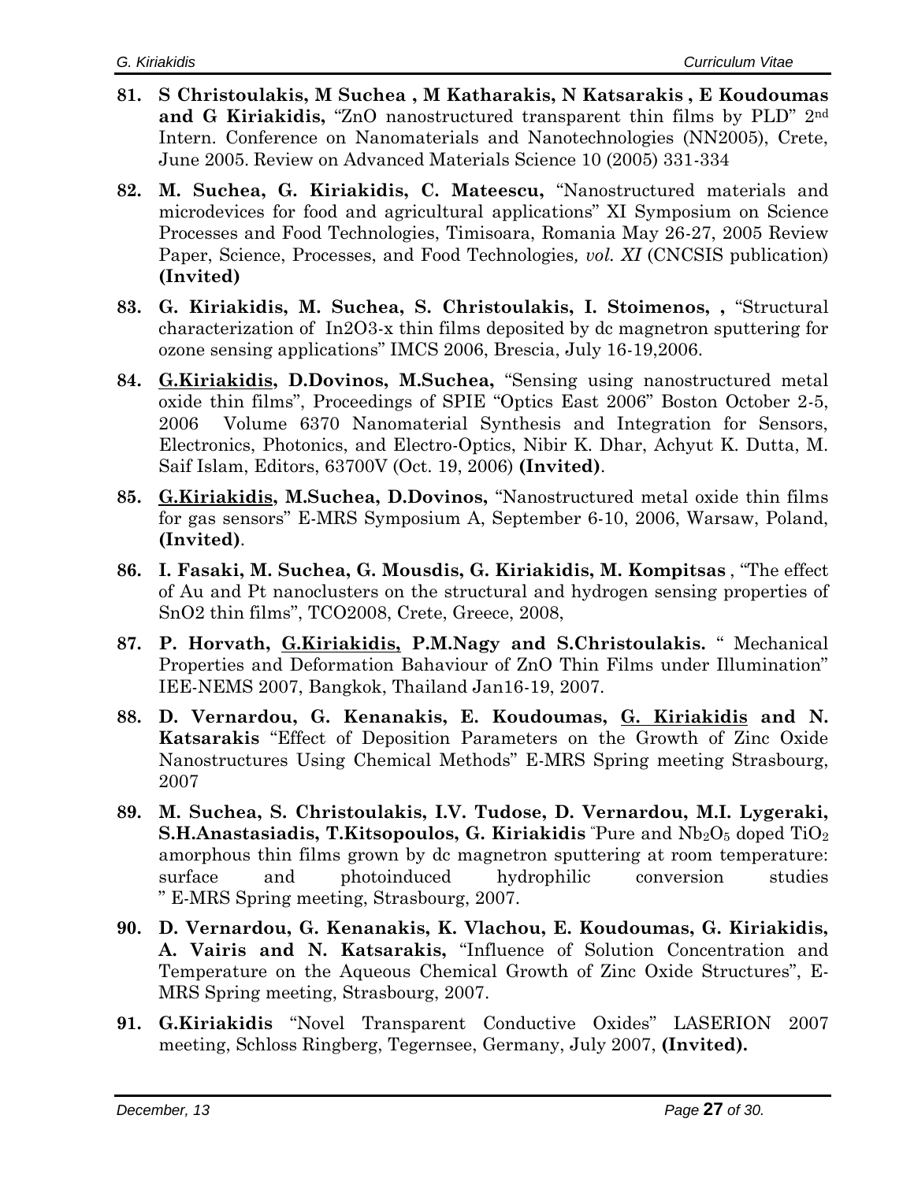81. **S Christoulakis, M Suchea , M Katharakis, N Katsarakis , E Koudoumas and G Kiriakidis,** "ZnO nanostructured transparent thin films by PLD" $2^{nd}$ Intern. Conference on Nanomaterials and Nanotechnologies (NN2005), Crete, June 2005. Review on Advanced Materials Science 10 (2005) 331-334

82. **M. Suchea, G. Kiriakidis, C. Mateescu,** "Nanostructured materials and microdevices for food and agricultural applications" XI Symposium on Science Processes and Food Technologies, Timisoara, Romania May 26-27, 2005 Review Paper, Science, Processes, and Food Technologies*, vol. XI* (CNCSIS publication) **(Invited)**

83. **G. Kiriakidis, M. Suchea, S. Christoulakis, I. Stoimenos, ,** "Structural characterization of In2O3-x thin films deposited by dc magnetron sputtering for ozone sensing applications" IMCS 2006, Brescia, July 16-19,2006.

84. **<u>G.Kiriakidis</u>, D.Dovinos, M.Suchea,** "Sensing using nanostructured metal oxide thin films", Proceedings of SPIE "Optics East 2006" Boston October 2-5, 2006 Volume 6370 Nanomaterial Synthesis and Integration for Sensors, Electronics, Photonics, and Electro-Optics, Nibir K. Dhar, Achyut K. Dutta, M. Saif Islam, Editors, 63700V (Oct. 19, 2006) **(Invited)**.

85. **<u>G.Kiriakidis</u>, M.Suchea, D.Dovinos,** "Nanostructured metal oxide thin films for gas sensors" E-MRS Symposium A, September 6-10, 2006, Warsaw, Poland, **(Invited)**.

86. **I. Fasaki, M. Suchea, G. Mousdis, G. Kiriakidis, M. Kompitsas** , "The effect of Au and Pt nanoclusters on the structural and hydrogen sensing properties of SnO2 thin films", TCO2008, Crete, Greece, 2008,

87. **P. Horvath, <u>G.Kiriakidis,</u> P.M.Nagy and S.Christoulakis.** " Mechanical Properties and Deformation Bahaviour of ZnO Thin Films under Illumination" IEE-NEMS 2007, Bangkok, Thailand Jan16-19, 2007.

88. **D. Vernardou, G. Kenanakis, E. Koudoumas, <u>G. Kiriakidis</u> and N. Katsarakis** "Effect of Deposition Parameters on the Growth of Zinc Oxide Nanostructures Using Chemical Methods" E-MRS Spring meeting Strasbourg, 2007

89. **M. Suchea, S. Christoulakis, I.V. Tudose, D. Vernardou, M.I. Lygeraki, S.H.Anastasiadis, T.Kitsopoulos, G. Kiriakidis** "Pure and $Nb_2O_5$ doped $TiO_2$ amorphous thin films grown by dc magnetron sputtering at room temperature: surface and photoinduced hydrophilic conversion studies " E-MRS Spring meeting, Strasbourg, 2007.

90. **D. Vernardou, G. Kenanakis, K. Vlachou, E. Koudoumas, G. Kiriakidis, A. Vairis and N. Katsarakis,** "Influence of Solution Concentration and Temperature on the Aqueous Chemical Growth of Zinc Oxide Structures", E-MRS Spring meeting, Strasbourg, 2007.

91. **G.Kiriakidis** "Novel Transparent Conductive Oxides" LASERION 2007 meeting, Schloss Ringberg, Tegernsee, Germany, July 2007, **(Invited).**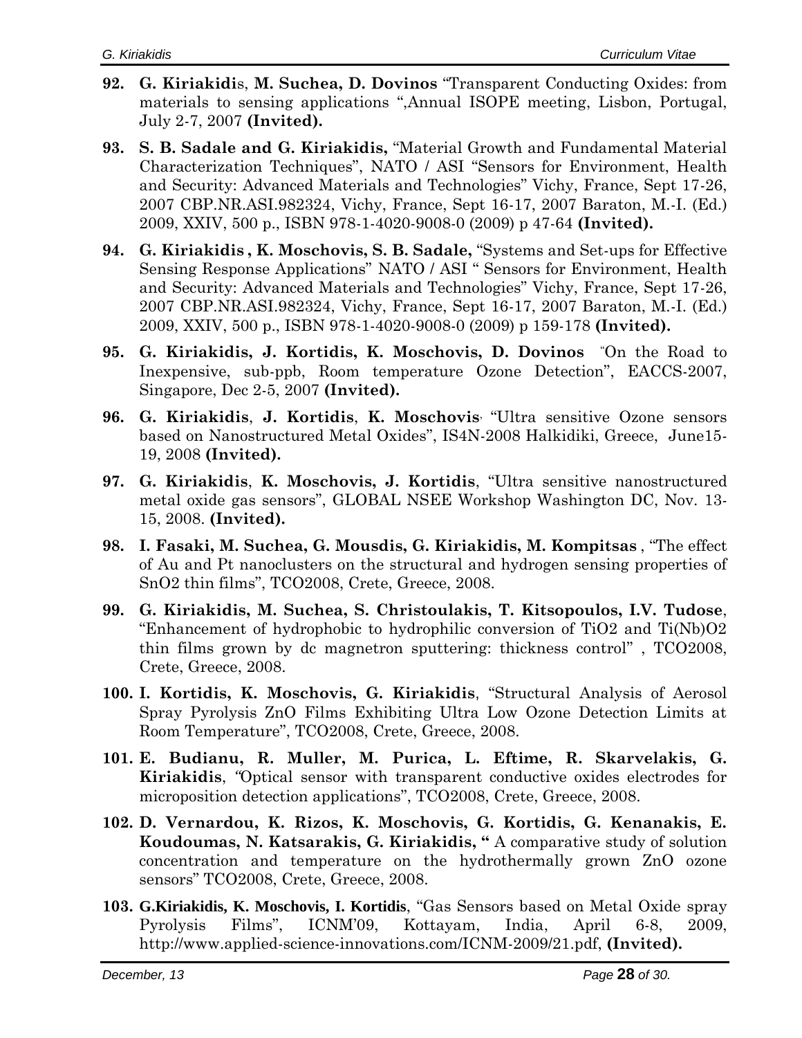92. **G. Kiriakidis, M. Suchea, D. Dovinos** "Transparent Conducting Oxides: from materials to sensing applications ",Annual ISOPE meeting, Lisbon, Portugal, July 2-7, 2007 **(Invited).**

93. **S. B. Sadale and G. Kiriakidis,** "Material Growth and Fundamental Material Characterization Techniques", NATO / ASI "Sensors for Environment, Health and Security: Advanced Materials and Technologies" Vichy, France, Sept 17-26, 2007 CBP.NR.ASI.982324, Vichy, France, Sept 16-17, 2007 Baraton, M.-I. (Ed.) 2009, XXIV, 500 p., ISBN 978-1-4020-9008-0 (2009) p 47-64 **(Invited).**

94. **G. Kiriakidis , K. Moschovis, S. B. Sadale,** "Systems and Set-ups for Effective Sensing Response Applications" NATO / ASI " Sensors for Environment, Health and Security: Advanced Materials and Technologies" Vichy, France, Sept 17-26, 2007 CBP.NR.ASI.982324, Vichy, France, Sept 16-17, 2007 Baraton, M.-I. (Ed.) 2009, XXIV, 500 p., ISBN 978-1-4020-9008-0 (2009) p 159-178 **(Invited).**

95. **G. Kiriakidis, J. Kortidis, K. Moschovis, D. Dovinos** "On the Road to Inexpensive, sub-ppb, Room temperature Ozone Detection", EACCS-2007, Singapore, Dec 2-5, 2007 **(Invited).**

96. **G. Kiriakidis**, **J. Kortidis**, **K. Moschovis**, "Ultra sensitive Ozone sensors based on Nanostructured Metal Oxides", IS4N-2008 Halkidiki, Greece, June15-19, 2008 **(Invited).**

97. **G. Kiriakidis**, **K. Moschovis, J. Kortidis**, "Ultra sensitive nanostructured metal oxide gas sensors", GLOBAL NSEE Workshop Washington DC, Nov. 13-15, 2008. **(Invited).**

98. **I. Fasaki, M. Suchea, G. Mousdis, G. Kiriakidis, M. Kompitsas** , "The effect of Au and Pt nanoclusters on the structural and hydrogen sensing properties of SnO2 thin films", TCO2008, Crete, Greece, 2008.

99. **G. Kiriakidis, M. Suchea, S. Christoulakis, T. Kitsopoulos, I.V. Tudose**, "Enhancement of hydrophobic to hydrophilic conversion of TiO2 and Ti(Nb)O2 thin films grown by dc magnetron sputtering: thickness control" , TCO2008, Crete, Greece, 2008.

100. **I. Kortidis, K. Moschovis, G. Kiriakidis**, "Structural Analysis of Aerosol Spray Pyrolysis ZnO Films Exhibiting Ultra Low Ozone Detection Limits at Room Temperature", TCO2008, Crete, Greece, 2008.

101. **E. Budianu, R. Muller, M. Purica, L. Eftime, R. Skarvelakis, G. Kiriakidis**, "Optical sensor with transparent conductive oxides electrodes for microposition detection applications", TCO2008, Crete, Greece, 2008.

102. **D. Vernardou, K. Rizos, K. Moschovis, G. Kortidis, G. Kenanakis, E. Koudoumas, N. Katsarakis, G. Kiriakidis, "** A comparative study of solution concentration and temperature on the hydrothermally grown ZnO ozone sensors" TCO2008, Crete, Greece, 2008.

103. **G.Kiriakidis, K. Moschovis, I. Kortidis**, "Gas Sensors based on Metal Oxide spray Pyrolysis Films", ICNM'09, Kottayam, India, April 6-8, 2009, http://www.applied-science-innovations.com/ICNM-2009/21.pdf, **(Invited).**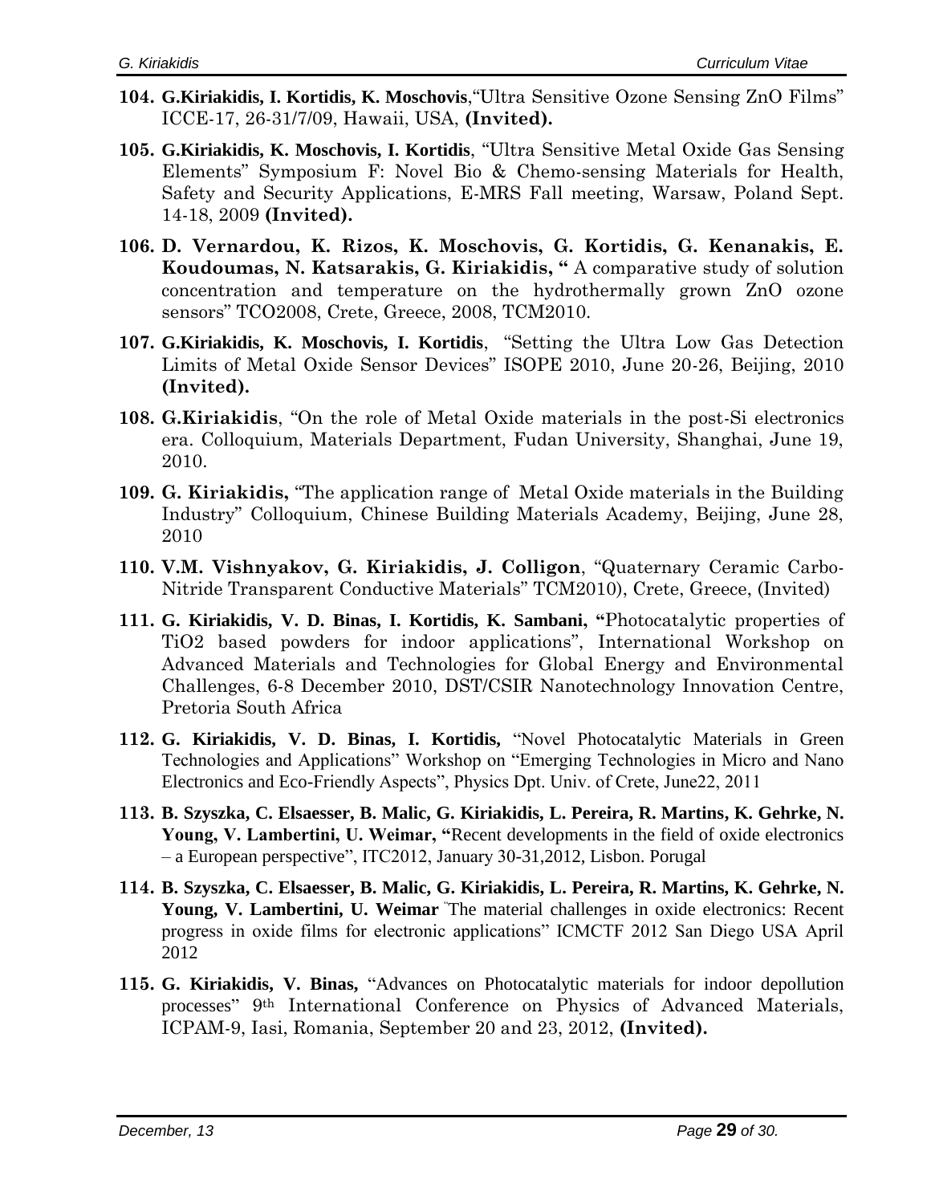104. **G.Kiriakidis, I. Kortidis, K. Moschovis**,"Ultra Sensitive Ozone Sensing ZnO Films" ICCE-17, 26-31/7/09, Hawaii, USA, **(Invited).**

105. **G.Kiriakidis, K. Moschovis, I. Kortidis**, "Ultra Sensitive Metal Oxide Gas Sensing Elements" Symposium F: Novel Bio & Chemo-sensing Materials for Health, Safety and Security Applications, E-MRS Fall meeting, Warsaw, Poland Sept. 14-18, 2009 **(Invited).**

106. **D. Vernardou, K. Rizos, K. Moschovis, G. Kortidis, G. Kenanakis, E. Koudoumas, N. Katsarakis, G. Kiriakidis, "** A comparative study of solution concentration and temperature on the hydrothermally grown ZnO ozone sensors" TCO2008, Crete, Greece, 2008, TCM2010.

107. **G.Kiriakidis, K. Moschovis, I. Kortidis**, "Setting the Ultra Low Gas Detection Limits of Metal Oxide Sensor Devices" ISOPE 2010, June 20-26, Beijing, 2010 **(Invited).**

108. **G.Kiriakidis**, "On the role of Metal Oxide materials in the post-Si electronics era. Colloquium, Materials Department, Fudan University, Shanghai, June 19, 2010.

109. **G. Kiriakidis,** "The application range of Metal Oxide materials in the Building Industry" Colloquium, Chinese Building Materials Academy, Beijing, June 28, 2010

110. **V.M. Vishnyakov, G. Kiriakidis, J. Colligon**, "Quaternary Ceramic Carbo-Nitride Transparent Conductive Materials" TCM2010), Crete, Greece, (Invited)

111. **G. Kiriakidis, V. D. Binas, I. Kortidis, K. Sambani, "**Photocatalytic properties of TiO2 based powders for indoor applications", International Workshop on Advanced Materials and Technologies for Global Energy and Environmental Challenges, 6-8 December 2010, DST/CSIR Nanotechnology Innovation Centre, Pretoria South Africa

112. **G. Kiriakidis, V. D. Binas, I. Kortidis,** "Novel Photocatalytic Materials in Green Technologies and Applications" Workshop on "Emerging Technologies in Micro and Nano Electronics and Eco-Friendly Aspects", Physics Dpt. Univ. of Crete, June22, 2011

113. **B. Szyszka, C. Elsaesser, B. Malic, G. Kiriakidis, L. Pereira, R. Martins, K. Gehrke, N. Young, V. Lambertini, U. Weimar, "**Recent developments in the field of oxide electronics – a European perspective", ITC2012, January 30-31,2012, Lisbon. Porugal

114. **B. Szyszka, C. Elsaesser, B. Malic, G. Kiriakidis, L. Pereira, R. Martins, K. Gehrke, N. Young, V. Lambertini, U. Weimar** "The material challenges in oxide electronics: Recent progress in oxide films for electronic applications" ICMCTF 2012 San Diego USA April 2012

115. **G. Kiriakidis, V. Binas,** "Advances on Photocatalytic materials for indoor depollution processes" 9th International Conference on Physics of Advanced Materials, ICPAM-9, Iasi, Romania, September 20 and 23, 2012, **(Invited).**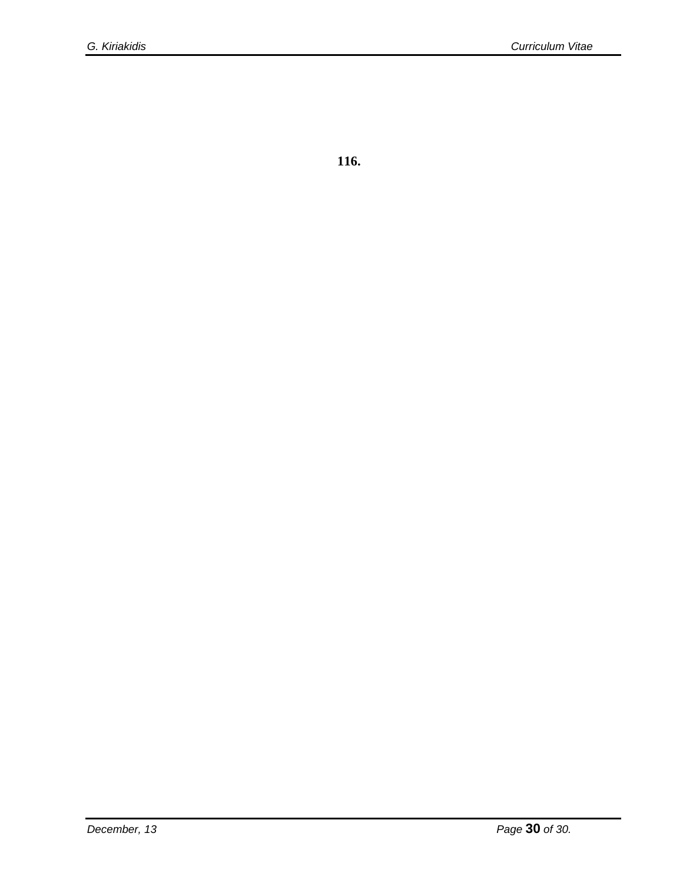**116.**